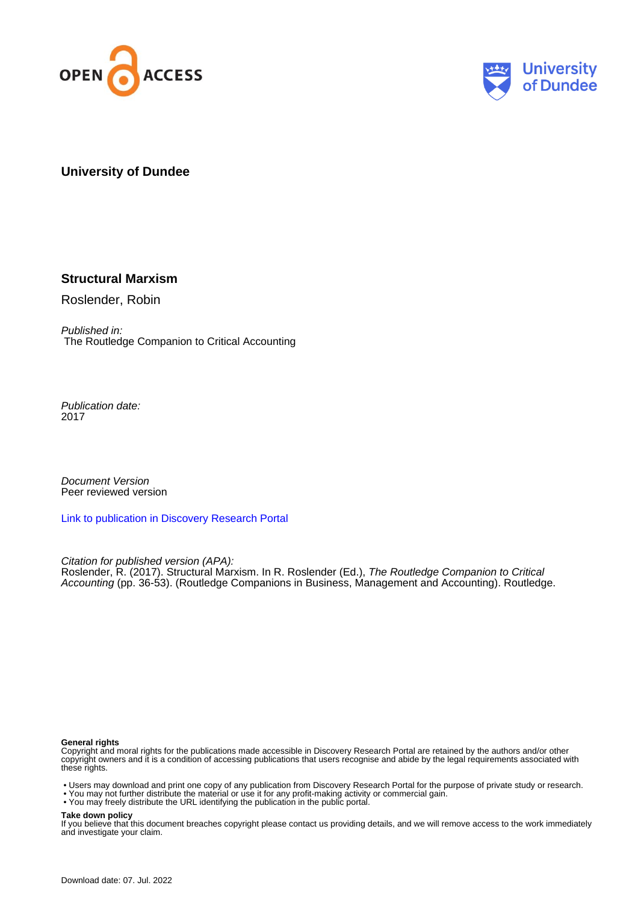OPEN ACCESS

University of Dundee

**University of Dundee**

**Structural Marxism**

Roslender, Robin

*Published in:*
The Routledge Companion to Critical Accounting

*Publication date:*
2017

*Document Version*
Peer reviewed version

Link to publication in Discovery Research Portal

*Citation for published version (APA):*
Roslender, R. (2017). Structural Marxism. In R. Roslender (Ed.), *The Routledge Companion to Critical Accounting* (pp. 36-53). (Routledge Companions in Business, Management and Accounting). Routledge.

**General rights**
Copyright and moral rights for the publications made accessible in Discovery Research Portal are retained by the authors and/or other copyright owners and it is a condition of accessing publications that users recognise and abide by the legal requirements associated with these rights.

- Users may download and print one copy of any publication from Discovery Research Portal for the purpose of private study or research.
- You may not further distribute the material or use it for any profit-making activity or commercial gain.
- You may freely distribute the URL identifying the publication in the public portal.

**Take down policy**
If you believe that this document breaches copyright please contact us providing details, and we will remove access to the work immediately and investigate your claim.

Download date: 07. Jul. 2022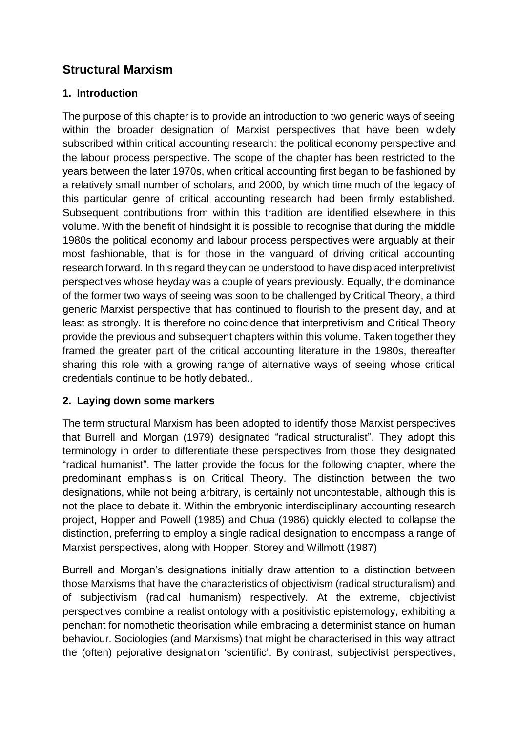## Structural Marxism

### 1. Introduction

The purpose of this chapter is to provide an introduction to two generic ways of seeing within the broader designation of Marxist perspectives that have been widely subscribed within critical accounting research: the political economy perspective and the labour process perspective. The scope of the chapter has been restricted to the years between the later 1970s, when critical accounting first began to be fashioned by a relatively small number of scholars, and 2000, by which time much of the legacy of this particular genre of critical accounting research had been firmly established. Subsequent contributions from within this tradition are identified elsewhere in this volume. With the benefit of hindsight it is possible to recognise that during the middle 1980s the political economy and labour process perspectives were arguably at their most fashionable, that is for those in the vanguard of driving critical accounting research forward. In this regard they can be understood to have displaced interpretivist perspectives whose heyday was a couple of years previously. Equally, the dominance of the former two ways of seeing was soon to be challenged by Critical Theory, a third generic Marxist perspective that has continued to flourish to the present day, and at least as strongly. It is therefore no coincidence that interpretivism and Critical Theory provide the previous and subsequent chapters within this volume. Taken together they framed the greater part of the critical accounting literature in the 1980s, thereafter sharing this role with a growing range of alternative ways of seeing whose critical credentials continue to be hotly debated..

### 2. Laying down some markers

The term structural Marxism has been adopted to identify those Marxist perspectives that Burrell and Morgan (1979) designated "radical structuralist". They adopt this terminology in order to differentiate these perspectives from those they designated "radical humanist". The latter provide the focus for the following chapter, where the predominant emphasis is on Critical Theory. The distinction between the two designations, while not being arbitrary, is certainly not uncontestable, although this is not the place to debate it. Within the embryonic interdisciplinary accounting research project, Hopper and Powell (1985) and Chua (1986) quickly elected to collapse the distinction, preferring to employ a single radical designation to encompass a range of Marxist perspectives, along with Hopper, Storey and Willmott (1987)

Burrell and Morgan's designations initially draw attention to a distinction between those Marxisms that have the characteristics of objectivism (radical structuralism) and of subjectivism (radical humanism) respectively. At the extreme, objectivist perspectives combine a realist ontology with a positivistic epistemology, exhibiting a penchant for nomothetic theorisation while embracing a determinist stance on human behaviour. Sociologies (and Marxisms) that might be characterised in this way attract the (often) pejorative designation 'scientific'. By contrast, subjectivist perspectives,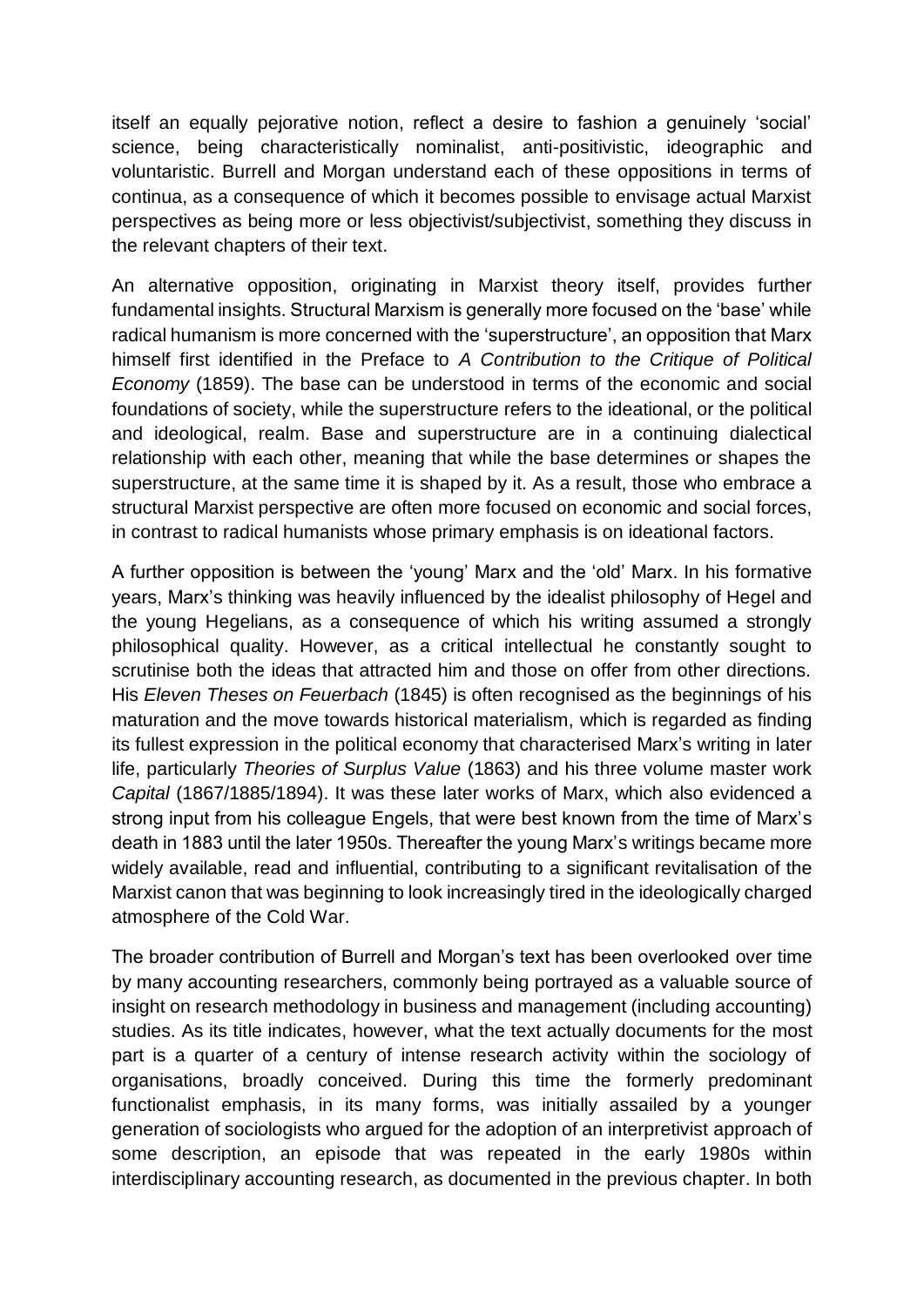itself an equally pejorative notion, reflect a desire to fashion a genuinely 'social' science, being characteristically nominalist, anti-positivistic, ideographic and voluntaristic. Burrell and Morgan understand each of these oppositions in terms of continua, as a consequence of which it becomes possible to envisage actual Marxist perspectives as being more or less objectivist/subjectivist, something they discuss in the relevant chapters of their text.

An alternative opposition, originating in Marxist theory itself, provides further fundamental insights. Structural Marxism is generally more focused on the 'base' while radical humanism is more concerned with the 'superstructure', an opposition that Marx himself first identified in the Preface to *A Contribution to the Critique of Political Economy* (1859). The base can be understood in terms of the economic and social foundations of society, while the superstructure refers to the ideational, or the political and ideological, realm. Base and superstructure are in a continuing dialectical relationship with each other, meaning that while the base determines or shapes the superstructure, at the same time it is shaped by it. As a result, those who embrace a structural Marxist perspective are often more focused on economic and social forces, in contrast to radical humanists whose primary emphasis is on ideational factors.

A further opposition is between the 'young' Marx and the 'old' Marx. In his formative years, Marx's thinking was heavily influenced by the idealist philosophy of Hegel and the young Hegelians, as a consequence of which his writing assumed a strongly philosophical quality. However, as a critical intellectual he constantly sought to scrutinise both the ideas that attracted him and those on offer from other directions. His *Eleven Theses on Feuerbach* (1845) is often recognised as the beginnings of his maturation and the move towards historical materialism, which is regarded as finding its fullest expression in the political economy that characterised Marx's writing in later life, particularly *Theories of Surplus Value* (1863) and his three volume master work *Capital* (1867/1885/1894). It was these later works of Marx, which also evidenced a strong input from his colleague Engels, that were best known from the time of Marx's death in 1883 until the later 1950s. Thereafter the young Marx's writings became more widely available, read and influential, contributing to a significant revitalisation of the Marxist canon that was beginning to look increasingly tired in the ideologically charged atmosphere of the Cold War.

The broader contribution of Burrell and Morgan's text has been overlooked over time by many accounting researchers, commonly being portrayed as a valuable source of insight on research methodology in business and management (including accounting) studies. As its title indicates, however, what the text actually documents for the most part is a quarter of a century of intense research activity within the sociology of organisations, broadly conceived. During this time the formerly predominant functionalist emphasis, in its many forms, was initially assailed by a younger generation of sociologists who argued for the adoption of an interpretivist approach of some description, an episode that was repeated in the early 1980s within interdisciplinary accounting research, as documented in the previous chapter. In both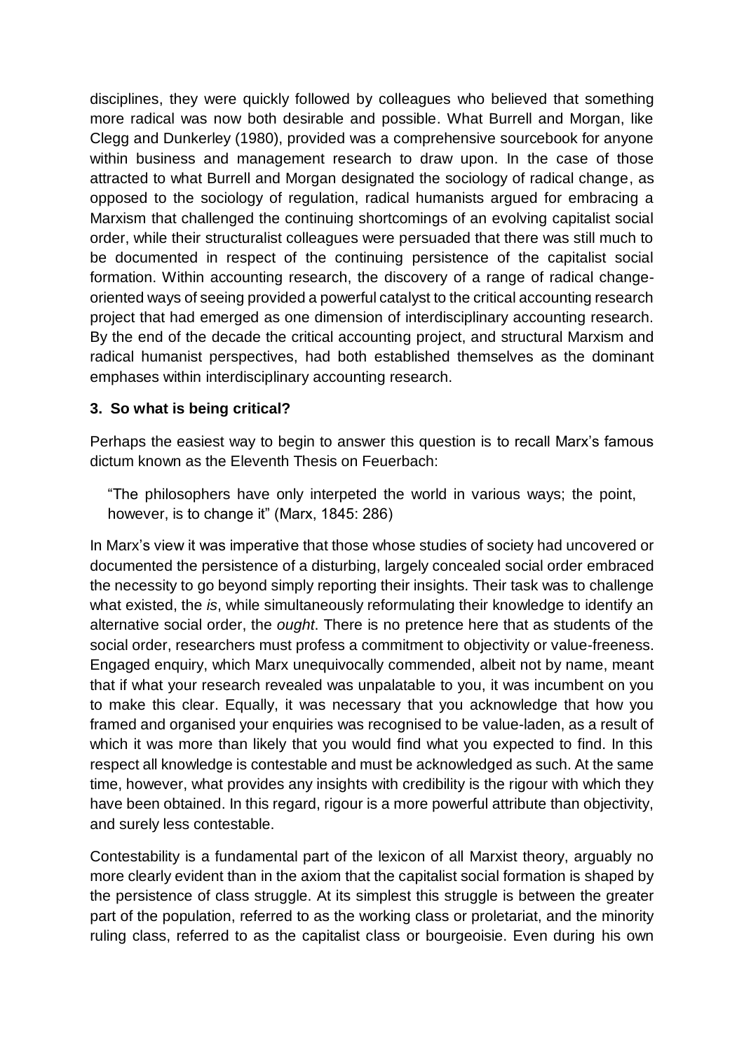disciplines, they were quickly followed by colleagues who believed that something more radical was now both desirable and possible. What Burrell and Morgan, like Clegg and Dunkerley (1980), provided was a comprehensive sourcebook for anyone within business and management research to draw upon. In the case of those attracted to what Burrell and Morgan designated the sociology of radical change, as opposed to the sociology of regulation, radical humanists argued for embracing a Marxism that challenged the continuing shortcomings of an evolving capitalist social order, while their structuralist colleagues were persuaded that there was still much to be documented in respect of the continuing persistence of the capitalist social formation. Within accounting research, the discovery of a range of radical change-oriented ways of seeing provided a powerful catalyst to the critical accounting research project that had emerged as one dimension of interdisciplinary accounting research. By the end of the decade the critical accounting project, and structural Marxism and radical humanist perspectives, had both established themselves as the dominant emphases within interdisciplinary accounting research.

## 3. So what is being critical?

Perhaps the easiest way to begin to answer this question is to recall Marx's famous dictum known as the Eleventh Thesis on Feuerbach:

> "The philosophers have only interpeted the world in various ways; the point, however, is to change it" (Marx, 1845: 286)

In Marx's view it was imperative that those whose studies of society had uncovered or documented the persistence of a disturbing, largely concealed social order embraced the necessity to go beyond simply reporting their insights. Their task was to challenge what existed, the *is*, while simultaneously reformulating their knowledge to identify an alternative social order, the *ought*. There is no pretence here that as students of the social order, researchers must profess a commitment to objectivity or value-freeness. Engaged enquiry, which Marx unequivocally commended, albeit not by name, meant that if what your research revealed was unpalatable to you, it was incumbent on you to make this clear. Equally, it was necessary that you acknowledge that how you framed and organised your enquiries was recognised to be value-laden, as a result of which it was more than likely that you would find what you expected to find. In this respect all knowledge is contestable and must be acknowledged as such. At the same time, however, what provides any insights with credibility is the rigour with which they have been obtained. In this regard, rigour is a more powerful attribute than objectivity, and surely less contestable.

Contestability is a fundamental part of the lexicon of all Marxist theory, arguably no more clearly evident than in the axiom that the capitalist social formation is shaped by the persistence of class struggle. At its simplest this struggle is between the greater part of the population, referred to as the working class or proletariat, and the minority ruling class, referred to as the capitalist class or bourgeoisie. Even during his own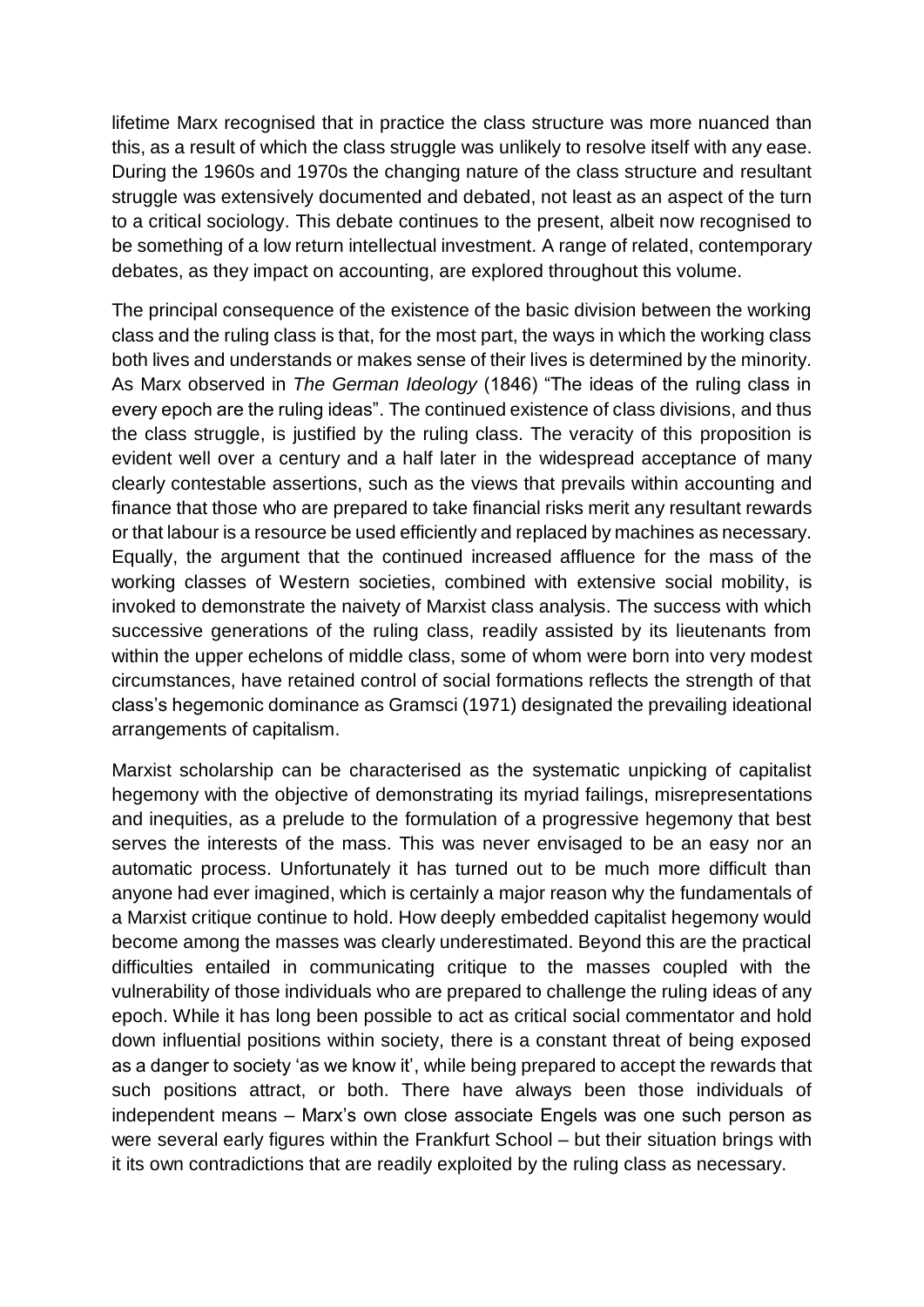lifetime Marx recognised that in practice the class structure was more nuanced than this, as a result of which the class struggle was unlikely to resolve itself with any ease. During the 1960s and 1970s the changing nature of the class structure and resultant struggle was extensively documented and debated, not least as an aspect of the turn to a critical sociology. This debate continues to the present, albeit now recognised to be something of a low return intellectual investment. A range of related, contemporary debates, as they impact on accounting, are explored throughout this volume.

The principal consequence of the existence of the basic division between the working class and the ruling class is that, for the most part, the ways in which the working class both lives and understands or makes sense of their lives is determined by the minority. As Marx observed in *The German Ideology* (1846) "The ideas of the ruling class in every epoch are the ruling ideas". The continued existence of class divisions, and thus the class struggle, is justified by the ruling class. The veracity of this proposition is evident well over a century and a half later in the widespread acceptance of many clearly contestable assertions, such as the views that prevails within accounting and finance that those who are prepared to take financial risks merit any resultant rewards or that labour is a resource be used efficiently and replaced by machines as necessary. Equally, the argument that the continued increased affluence for the mass of the working classes of Western societies, combined with extensive social mobility, is invoked to demonstrate the naivety of Marxist class analysis. The success with which successive generations of the ruling class, readily assisted by its lieutenants from within the upper echelons of middle class, some of whom were born into very modest circumstances, have retained control of social formations reflects the strength of that class's hegemonic dominance as Gramsci (1971) designated the prevailing ideational arrangements of capitalism.

Marxist scholarship can be characterised as the systematic unpicking of capitalist hegemony with the objective of demonstrating its myriad failings, misrepresentations and inequities, as a prelude to the formulation of a progressive hegemony that best serves the interests of the mass. This was never envisaged to be an easy nor an automatic process. Unfortunately it has turned out to be much more difficult than anyone had ever imagined, which is certainly a major reason why the fundamentals of a Marxist critique continue to hold. How deeply embedded capitalist hegemony would become among the masses was clearly underestimated. Beyond this are the practical difficulties entailed in communicating critique to the masses coupled with the vulnerability of those individuals who are prepared to challenge the ruling ideas of any epoch. While it has long been possible to act as critical social commentator and hold down influential positions within society, there is a constant threat of being exposed as a danger to society 'as we know it', while being prepared to accept the rewards that such positions attract, or both. There have always been those individuals of independent means – Marx's own close associate Engels was one such person as were several early figures within the Frankfurt School – but their situation brings with it its own contradictions that are readily exploited by the ruling class as necessary.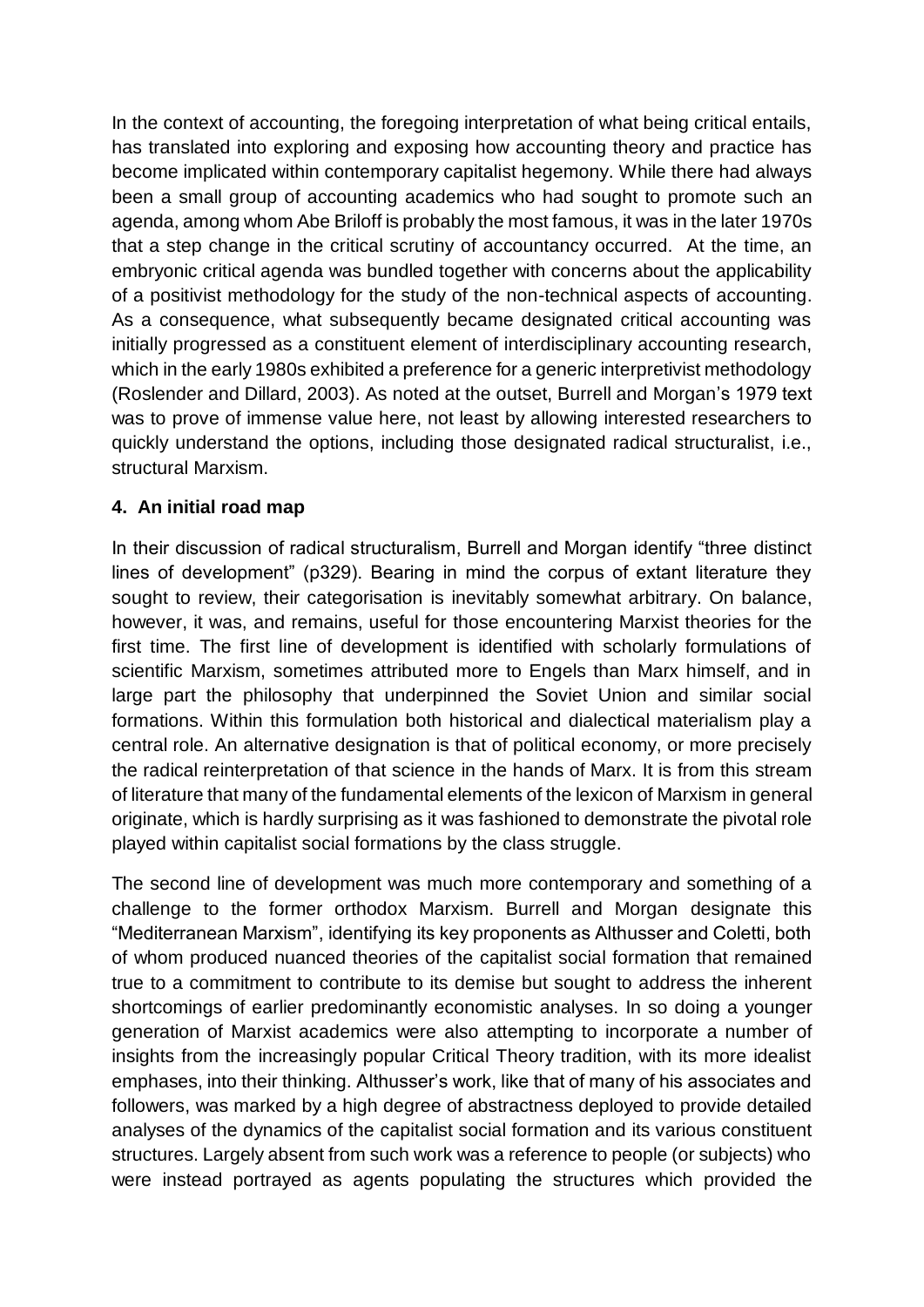In the context of accounting, the foregoing interpretation of what being critical entails, has translated into exploring and exposing how accounting theory and practice has become implicated within contemporary capitalist hegemony. While there had always been a small group of accounting academics who had sought to promote such an agenda, among whom Abe Briloff is probably the most famous, it was in the later 1970s that a step change in the critical scrutiny of accountancy occurred. At the time, an embryonic critical agenda was bundled together with concerns about the applicability of a positivist methodology for the study of the non-technical aspects of accounting. As a consequence, what subsequently became designated critical accounting was initially progressed as a constituent element of interdisciplinary accounting research, which in the early 1980s exhibited a preference for a generic interpretivist methodology (Roslender and Dillard, 2003). As noted at the outset, Burrell and Morgan's 1979 text was to prove of immense value here, not least by allowing interested researchers to quickly understand the options, including those designated radical structuralist, i.e., structural Marxism.

## 4. An initial road map

In their discussion of radical structuralism, Burrell and Morgan identify "three distinct lines of development" (p329). Bearing in mind the corpus of extant literature they sought to review, their categorisation is inevitably somewhat arbitrary. On balance, however, it was, and remains, useful for those encountering Marxist theories for the first time. The first line of development is identified with scholarly formulations of scientific Marxism, sometimes attributed more to Engels than Marx himself, and in large part the philosophy that underpinned the Soviet Union and similar social formations. Within this formulation both historical and dialectical materialism play a central role. An alternative designation is that of political economy, or more precisely the radical reinterpretation of that science in the hands of Marx. It is from this stream of literature that many of the fundamental elements of the lexicon of Marxism in general originate, which is hardly surprising as it was fashioned to demonstrate the pivotal role played within capitalist social formations by the class struggle.

The second line of development was much more contemporary and something of a challenge to the former orthodox Marxism. Burrell and Morgan designate this "Mediterranean Marxism", identifying its key proponents as Althusser and Coletti, both of whom produced nuanced theories of the capitalist social formation that remained true to a commitment to contribute to its demise but sought to address the inherent shortcomings of earlier predominantly economistic analyses. In so doing a younger generation of Marxist academics were also attempting to incorporate a number of insights from the increasingly popular Critical Theory tradition, with its more idealist emphases, into their thinking. Althusser's work, like that of many of his associates and followers, was marked by a high degree of abstractness deployed to provide detailed analyses of the dynamics of the capitalist social formation and its various constituent structures. Largely absent from such work was a reference to people (or subjects) who were instead portrayed as agents populating the structures which provided the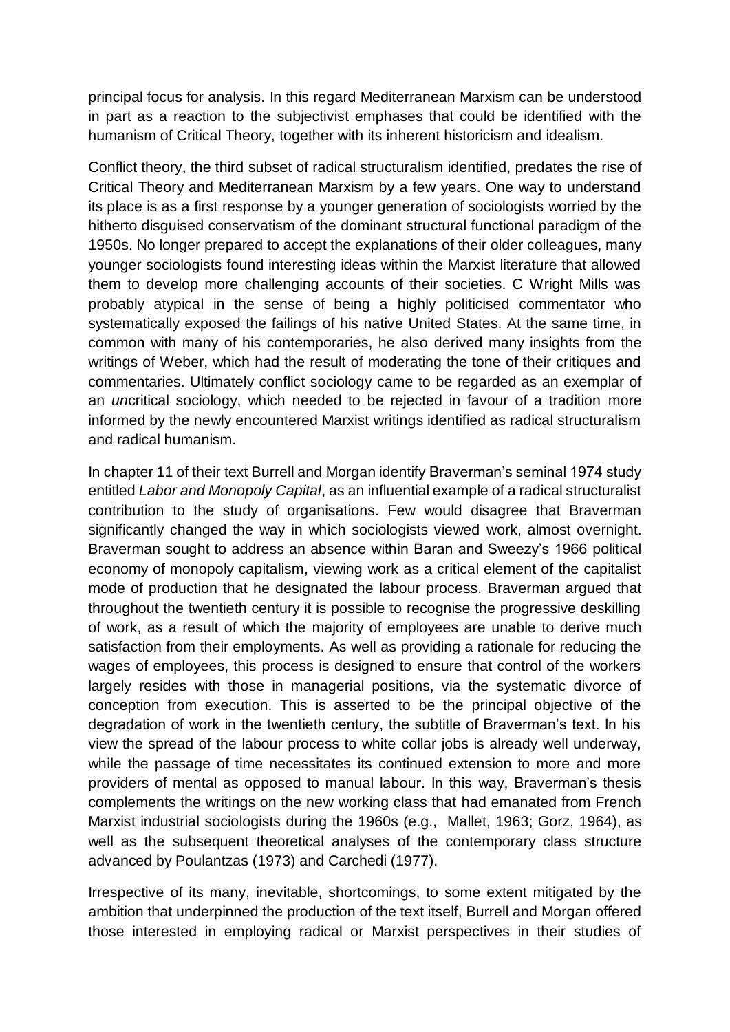principal focus for analysis. In this regard Mediterranean Marxism can be understood in part as a reaction to the subjectivist emphases that could be identified with the humanism of Critical Theory, together with its inherent historicism and idealism.

Conflict theory, the third subset of radical structuralism identified, predates the rise of Critical Theory and Mediterranean Marxism by a few years. One way to understand its place is as a first response by a younger generation of sociologists worried by the hitherto disguised conservatism of the dominant structural functional paradigm of the 1950s. No longer prepared to accept the explanations of their older colleagues, many younger sociologists found interesting ideas within the Marxist literature that allowed them to develop more challenging accounts of their societies. C Wright Mills was probably atypical in the sense of being a highly politicised commentator who systematically exposed the failings of his native United States. At the same time, in common with many of his contemporaries, he also derived many insights from the writings of Weber, which had the result of moderating the tone of their critiques and commentaries. Ultimately conflict sociology came to be regarded as an exemplar of an *un*critical sociology, which needed to be rejected in favour of a tradition more informed by the newly encountered Marxist writings identified as radical structuralism and radical humanism.

In chapter 11 of their text Burrell and Morgan identify Braverman's seminal 1974 study entitled *Labor and Monopoly Capital*, as an influential example of a radical structuralist contribution to the study of organisations. Few would disagree that Braverman significantly changed the way in which sociologists viewed work, almost overnight. Braverman sought to address an absence within Baran and Sweezy's 1966 political economy of monopoly capitalism, viewing work as a critical element of the capitalist mode of production that he designated the labour process. Braverman argued that throughout the twentieth century it is possible to recognise the progressive deskilling of work, as a result of which the majority of employees are unable to derive much satisfaction from their employments. As well as providing a rationale for reducing the wages of employees, this process is designed to ensure that control of the workers largely resides with those in managerial positions, via the systematic divorce of conception from execution. This is asserted to be the principal objective of the degradation of work in the twentieth century, the subtitle of Braverman's text. In his view the spread of the labour process to white collar jobs is already well underway, while the passage of time necessitates its continued extension to more and more providers of mental as opposed to manual labour. In this way, Braverman's thesis complements the writings on the new working class that had emanated from French Marxist industrial sociologists during the 1960s (e.g., Mallet, 1963; Gorz, 1964), as well as the subsequent theoretical analyses of the contemporary class structure advanced by Poulantzas (1973) and Carchedi (1977).

Irrespective of its many, inevitable, shortcomings, to some extent mitigated by the ambition that underpinned the production of the text itself, Burrell and Morgan offered those interested in employing radical or Marxist perspectives in their studies of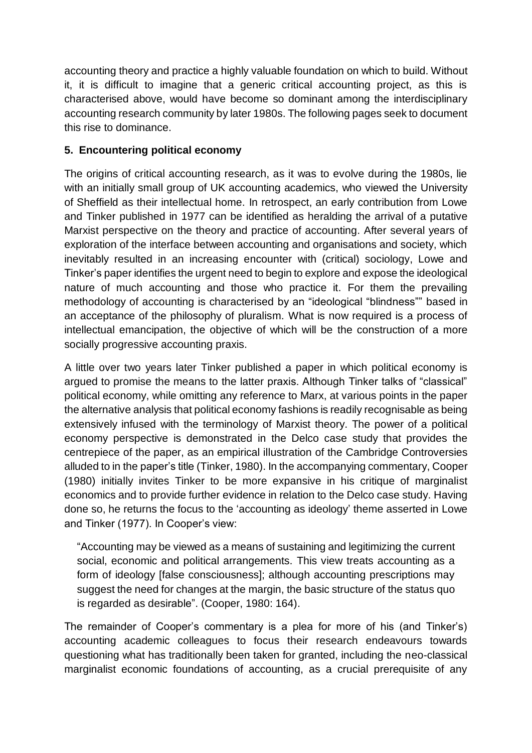accounting theory and practice a highly valuable foundation on which to build. Without it, it is difficult to imagine that a generic critical accounting project, as this is characterised above, would have become so dominant among the interdisciplinary accounting research community by later 1980s. The following pages seek to document this rise to dominance.

## 5. Encountering political economy

The origins of critical accounting research, as it was to evolve during the 1980s, lie with an initially small group of UK accounting academics, who viewed the University of Sheffield as their intellectual home. In retrospect, an early contribution from Lowe and Tinker published in 1977 can be identified as heralding the arrival of a putative Marxist perspective on the theory and practice of accounting. After several years of exploration of the interface between accounting and organisations and society, which inevitably resulted in an increasing encounter with (critical) sociology, Lowe and Tinker's paper identifies the urgent need to begin to explore and expose the ideological nature of much accounting and those who practice it. For them the prevailing methodology of accounting is characterised by an "ideological "blindness"" based in an acceptance of the philosophy of pluralism. What is now required is a process of intellectual emancipation, the objective of which will be the construction of a more socially progressive accounting praxis.

A little over two years later Tinker published a paper in which political economy is argued to promise the means to the latter praxis. Although Tinker talks of "classical" political economy, while omitting any reference to Marx, at various points in the paper the alternative analysis that political economy fashions is readily recognisable as being extensively infused with the terminology of Marxist theory. The power of a political economy perspective is demonstrated in the Delco case study that provides the centrepiece of the paper, as an empirical illustration of the Cambridge Controversies alluded to in the paper's title (Tinker, 1980). In the accompanying commentary, Cooper (1980) initially invites Tinker to be more expansive in his critique of marginalist economics and to provide further evidence in relation to the Delco case study. Having done so, he returns the focus to the 'accounting as ideology' theme asserted in Lowe and Tinker (1977). In Cooper's view:

> "Accounting may be viewed as a means of sustaining and legitimizing the current social, economic and political arrangements. This view treats accounting as a form of ideology [false consciousness]; although accounting prescriptions may suggest the need for changes at the margin, the basic structure of the status quo is regarded as desirable". (Cooper, 1980: 164).

The remainder of Cooper's commentary is a plea for more of his (and Tinker's) accounting academic colleagues to focus their research endeavours towards questioning what has traditionally been taken for granted, including the neo-classical marginalist economic foundations of accounting, as a crucial prerequisite of any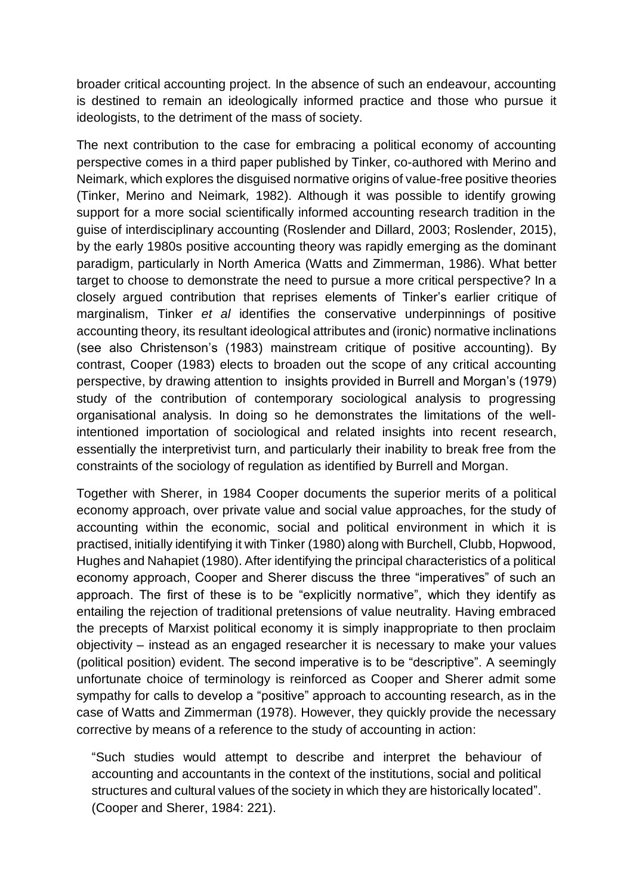broader critical accounting project. In the absence of such an endeavour, accounting is destined to remain an ideologically informed practice and those who pursue it ideologists, to the detriment of the mass of society.

The next contribution to the case for embracing a political economy of accounting perspective comes in a third paper published by Tinker, co-authored with Merino and Neimark, which explores the disguised normative origins of value-free positive theories (Tinker, Merino and Neimark, 1982). Although it was possible to identify growing support for a more social scientifically informed accounting research tradition in the guise of interdisciplinary accounting (Roslender and Dillard, 2003; Roslender, 2015), by the early 1980s positive accounting theory was rapidly emerging as the dominant paradigm, particularly in North America (Watts and Zimmerman, 1986). What better target to choose to demonstrate the need to pursue a more critical perspective? In a closely argued contribution that reprises elements of Tinker's earlier critique of marginalism, Tinker *et al* identifies the conservative underpinnings of positive accounting theory, its resultant ideological attributes and (ironic) normative inclinations (see also Christenson's (1983) mainstream critique of positive accounting). By contrast, Cooper (1983) elects to broaden out the scope of any critical accounting perspective, by drawing attention to insights provided in Burrell and Morgan's (1979) study of the contribution of contemporary sociological analysis to progressing organisational analysis. In doing so he demonstrates the limitations of the well-intentioned importation of sociological and related insights into recent research, essentially the interpretivist turn, and particularly their inability to break free from the constraints of the sociology of regulation as identified by Burrell and Morgan.

Together with Sherer, in 1984 Cooper documents the superior merits of a political economy approach, over private value and social value approaches, for the study of accounting within the economic, social and political environment in which it is practised, initially identifying it with Tinker (1980) along with Burchell, Clubb, Hopwood, Hughes and Nahapiet (1980). After identifying the principal characteristics of a political economy approach, Cooper and Sherer discuss the three "imperatives" of such an approach. The first of these is to be "explicitly normative", which they identify as entailing the rejection of traditional pretensions of value neutrality. Having embraced the precepts of Marxist political economy it is simply inappropriate to then proclaim objectivity – instead as an engaged researcher it is necessary to make your values (political position) evident. The second imperative is to be "descriptive". A seemingly unfortunate choice of terminology is reinforced as Cooper and Sherer admit some sympathy for calls to develop a "positive" approach to accounting research, as in the case of Watts and Zimmerman (1978). However, they quickly provide the necessary corrective by means of a reference to the study of accounting in action:

> "Such studies would attempt to describe and interpret the behaviour of accounting and accountants in the context of the institutions, social and political structures and cultural values of the society in which they are historically located". (Cooper and Sherer, 1984: 221).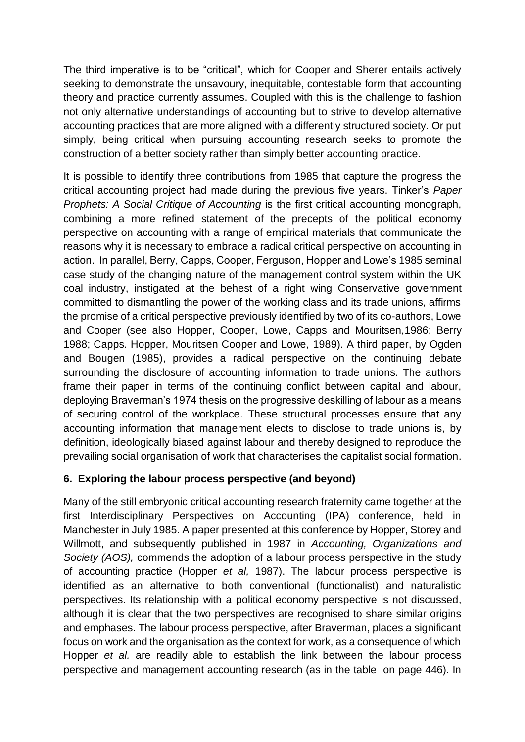The third imperative is to be "critical", which for Cooper and Sherer entails actively seeking to demonstrate the unsavoury, inequitable, contestable form that accounting theory and practice currently assumes. Coupled with this is the challenge to fashion not only alternative understandings of accounting but to strive to develop alternative accounting practices that are more aligned with a differently structured society. Or put simply, being critical when pursuing accounting research seeks to promote the construction of a better society rather than simply better accounting practice.

It is possible to identify three contributions from 1985 that capture the progress the critical accounting project had made during the previous five years. Tinker's *Paper Prophets: A Social Critique of Accounting* is the first critical accounting monograph, combining a more refined statement of the precepts of the political economy perspective on accounting with a range of empirical materials that communicate the reasons why it is necessary to embrace a radical critical perspective on accounting in action. In parallel, Berry, Capps, Cooper, Ferguson, Hopper and Lowe's 1985 seminal case study of the changing nature of the management control system within the UK coal industry, instigated at the behest of a right wing Conservative government committed to dismantling the power of the working class and its trade unions, affirms the promise of a critical perspective previously identified by two of its co-authors, Lowe and Cooper (see also Hopper, Cooper, Lowe, Capps and Mouritsen,1986; Berry 1988; Capps. Hopper, Mouritsen Cooper and Lowe*,* 1989). A third paper, by Ogden and Bougen (1985), provides a radical perspective on the continuing debate surrounding the disclosure of accounting information to trade unions. The authors frame their paper in terms of the continuing conflict between capital and labour, deploying Braverman's 1974 thesis on the progressive deskilling of labour as a means of securing control of the workplace. These structural processes ensure that any accounting information that management elects to disclose to trade unions is, by definition, ideologically biased against labour and thereby designed to reproduce the prevailing social organisation of work that characterises the capitalist social formation.

## 6. Exploring the labour process perspective (and beyond)

Many of the still embryonic critical accounting research fraternity came together at the first Interdisciplinary Perspectives on Accounting (IPA) conference, held in Manchester in July 1985. A paper presented at this conference by Hopper, Storey and Willmott, and subsequently published in 1987 in *Accounting, Organizations and Society (AOS),* commends the adoption of a labour process perspective in the study of accounting practice (Hopper *et al,* 1987). The labour process perspective is identified as an alternative to both conventional (functionalist) and naturalistic perspectives. Its relationship with a political economy perspective is not discussed, although it is clear that the two perspectives are recognised to share similar origins and emphases. The labour process perspective, after Braverman, places a significant focus on work and the organisation as the context for work, as a consequence of which Hopper *et al.* are readily able to establish the link between the labour process perspective and management accounting research (as in the table on page 446). In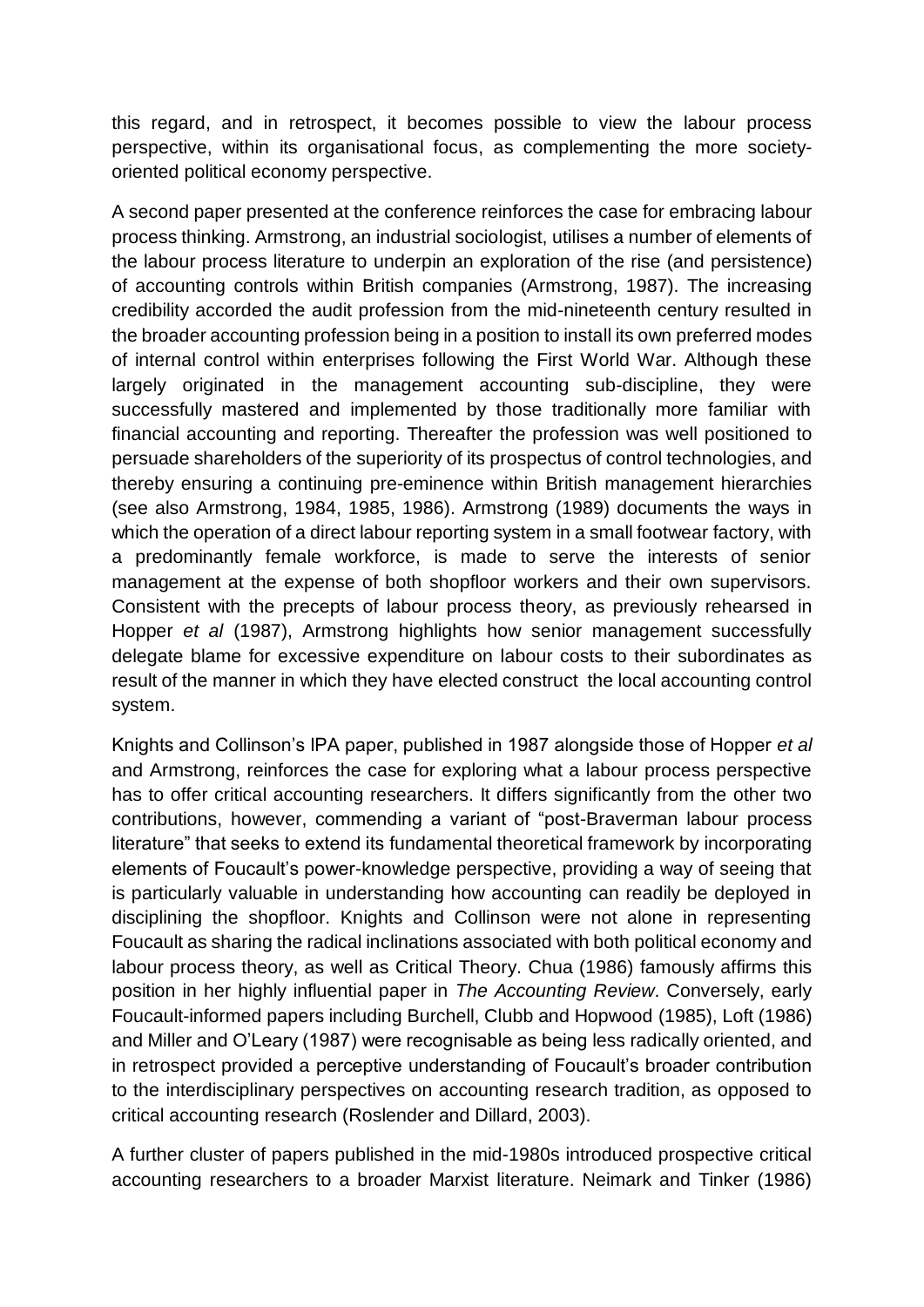this regard, and in retrospect, it becomes possible to view the labour process perspective, within its organisational focus, as complementing the more society-oriented political economy perspective.

A second paper presented at the conference reinforces the case for embracing labour process thinking. Armstrong, an industrial sociologist, utilises a number of elements of the labour process literature to underpin an exploration of the rise (and persistence) of accounting controls within British companies (Armstrong, 1987). The increasing credibility accorded the audit profession from the mid-nineteenth century resulted in the broader accounting profession being in a position to install its own preferred modes of internal control within enterprises following the First World War. Although these largely originated in the management accounting sub-discipline, they were successfully mastered and implemented by those traditionally more familiar with financial accounting and reporting. Thereafter the profession was well positioned to persuade shareholders of the superiority of its prospectus of control technologies, and thereby ensuring a continuing pre-eminence within British management hierarchies (see also Armstrong, 1984, 1985, 1986). Armstrong (1989) documents the ways in which the operation of a direct labour reporting system in a small footwear factory, with a predominantly female workforce, is made to serve the interests of senior management at the expense of both shopfloor workers and their own supervisors. Consistent with the precepts of labour process theory, as previously rehearsed in Hopper *et al* (1987), Armstrong highlights how senior management successfully delegate blame for excessive expenditure on labour costs to their subordinates as result of the manner in which they have elected construct the local accounting control system.

Knights and Collinson's IPA paper, published in 1987 alongside those of Hopper *et al* and Armstrong, reinforces the case for exploring what a labour process perspective has to offer critical accounting researchers. It differs significantly from the other two contributions, however, commending a variant of "post-Braverman labour process literature" that seeks to extend its fundamental theoretical framework by incorporating elements of Foucault's power-knowledge perspective, providing a way of seeing that is particularly valuable in understanding how accounting can readily be deployed in disciplining the shopfloor. Knights and Collinson were not alone in representing Foucault as sharing the radical inclinations associated with both political economy and labour process theory, as well as Critical Theory. Chua (1986) famously affirms this position in her highly influential paper in *The Accounting Review*. Conversely, early Foucault-informed papers including Burchell, Clubb and Hopwood (1985), Loft (1986) and Miller and O'Leary (1987) were recognisable as being less radically oriented, and in retrospect provided a perceptive understanding of Foucault's broader contribution to the interdisciplinary perspectives on accounting research tradition, as opposed to critical accounting research (Roslender and Dillard, 2003).

A further cluster of papers published in the mid-1980s introduced prospective critical accounting researchers to a broader Marxist literature. Neimark and Tinker (1986)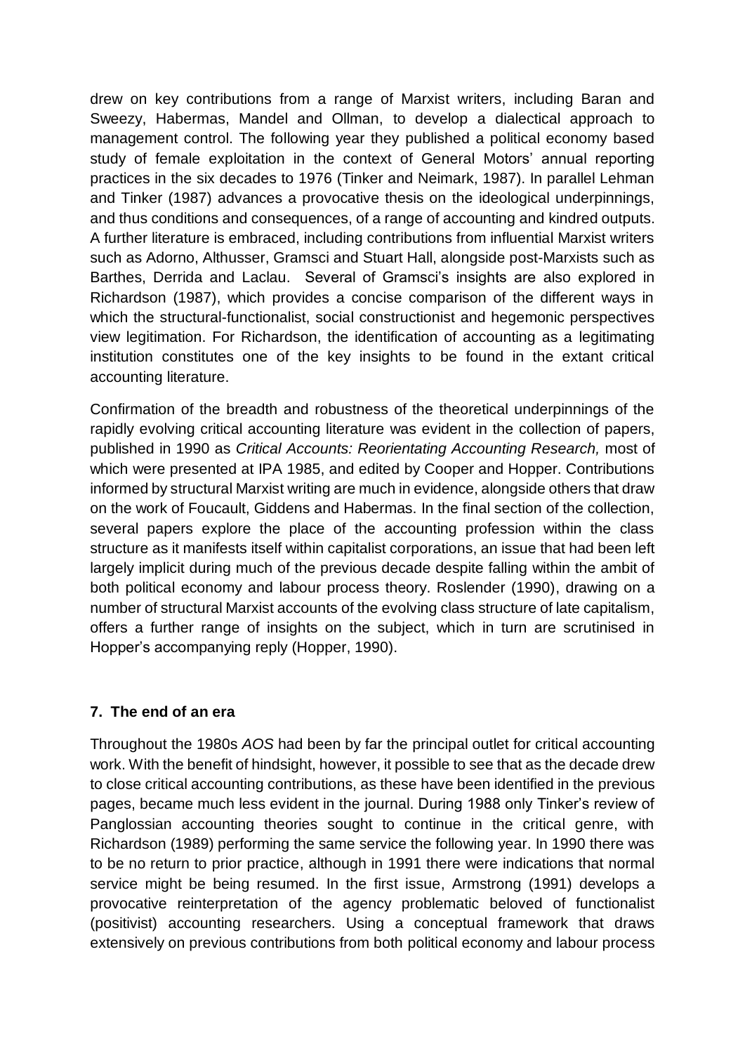drew on key contributions from a range of Marxist writers, including Baran and Sweezy, Habermas, Mandel and Ollman, to develop a dialectical approach to management control. The following year they published a political economy based study of female exploitation in the context of General Motors' annual reporting practices in the six decades to 1976 (Tinker and Neimark, 1987). In parallel Lehman and Tinker (1987) advances a provocative thesis on the ideological underpinnings, and thus conditions and consequences, of a range of accounting and kindred outputs. A further literature is embraced, including contributions from influential Marxist writers such as Adorno, Althusser, Gramsci and Stuart Hall, alongside post-Marxists such as Barthes, Derrida and Laclau. Several of Gramsci's insights are also explored in Richardson (1987), which provides a concise comparison of the different ways in which the structural-functionalist, social constructionist and hegemonic perspectives view legitimation. For Richardson, the identification of accounting as a legitimating institution constitutes one of the key insights to be found in the extant critical accounting literature.

Confirmation of the breadth and robustness of the theoretical underpinnings of the rapidly evolving critical accounting literature was evident in the collection of papers, published in 1990 as *Critical Accounts: Reorientating Accounting Research,* most of which were presented at IPA 1985, and edited by Cooper and Hopper. Contributions informed by structural Marxist writing are much in evidence, alongside others that draw on the work of Foucault, Giddens and Habermas. In the final section of the collection, several papers explore the place of the accounting profession within the class structure as it manifests itself within capitalist corporations, an issue that had been left largely implicit during much of the previous decade despite falling within the ambit of both political economy and labour process theory. Roslender (1990), drawing on a number of structural Marxist accounts of the evolving class structure of late capitalism, offers a further range of insights on the subject, which in turn are scrutinised in Hopper's accompanying reply (Hopper, 1990).

## 7. The end of an era

Throughout the 1980s *AOS* had been by far the principal outlet for critical accounting work. With the benefit of hindsight, however, it possible to see that as the decade drew to close critical accounting contributions, as these have been identified in the previous pages, became much less evident in the journal. During 1988 only Tinker's review of Panglossian accounting theories sought to continue in the critical genre, with Richardson (1989) performing the same service the following year. In 1990 there was to be no return to prior practice, although in 1991 there were indications that normal service might be being resumed. In the first issue, Armstrong (1991) develops a provocative reinterpretation of the agency problematic beloved of functionalist (positivist) accounting researchers. Using a conceptual framework that draws extensively on previous contributions from both political economy and labour process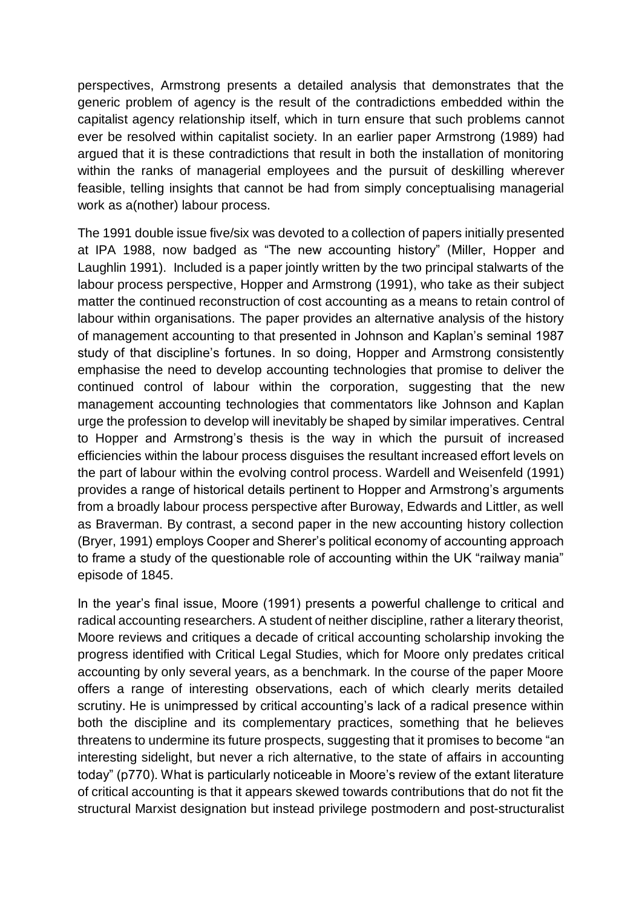perspectives, Armstrong presents a detailed analysis that demonstrates that the generic problem of agency is the result of the contradictions embedded within the capitalist agency relationship itself, which in turn ensure that such problems cannot ever be resolved within capitalist society. In an earlier paper Armstrong (1989) had argued that it is these contradictions that result in both the installation of monitoring within the ranks of managerial employees and the pursuit of deskilling wherever feasible, telling insights that cannot be had from simply conceptualising managerial work as a(nother) labour process.

The 1991 double issue five/six was devoted to a collection of papers initially presented at IPA 1988, now badged as "The new accounting history" (Miller, Hopper and Laughlin 1991). Included is a paper jointly written by the two principal stalwarts of the labour process perspective, Hopper and Armstrong (1991), who take as their subject matter the continued reconstruction of cost accounting as a means to retain control of labour within organisations. The paper provides an alternative analysis of the history of management accounting to that presented in Johnson and Kaplan's seminal 1987 study of that discipline's fortunes. In so doing, Hopper and Armstrong consistently emphasise the need to develop accounting technologies that promise to deliver the continued control of labour within the corporation, suggesting that the new management accounting technologies that commentators like Johnson and Kaplan urge the profession to develop will inevitably be shaped by similar imperatives. Central to Hopper and Armstrong's thesis is the way in which the pursuit of increased efficiencies within the labour process disguises the resultant increased effort levels on the part of labour within the evolving control process. Wardell and Weisenfeld (1991) provides a range of historical details pertinent to Hopper and Armstrong's arguments from a broadly labour process perspective after Buroway, Edwards and Littler, as well as Braverman. By contrast, a second paper in the new accounting history collection (Bryer, 1991) employs Cooper and Sherer's political economy of accounting approach to frame a study of the questionable role of accounting within the UK "railway mania" episode of 1845.

In the year's final issue, Moore (1991) presents a powerful challenge to critical and radical accounting researchers. A student of neither discipline, rather a literary theorist, Moore reviews and critiques a decade of critical accounting scholarship invoking the progress identified with Critical Legal Studies, which for Moore only predates critical accounting by only several years, as a benchmark. In the course of the paper Moore offers a range of interesting observations, each of which clearly merits detailed scrutiny. He is unimpressed by critical accounting's lack of a radical presence within both the discipline and its complementary practices, something that he believes threatens to undermine its future prospects, suggesting that it promises to become "an interesting sidelight, but never a rich alternative, to the state of affairs in accounting today" (p770). What is particularly noticeable in Moore's review of the extant literature of critical accounting is that it appears skewed towards contributions that do not fit the structural Marxist designation but instead privilege postmodern and post-structuralist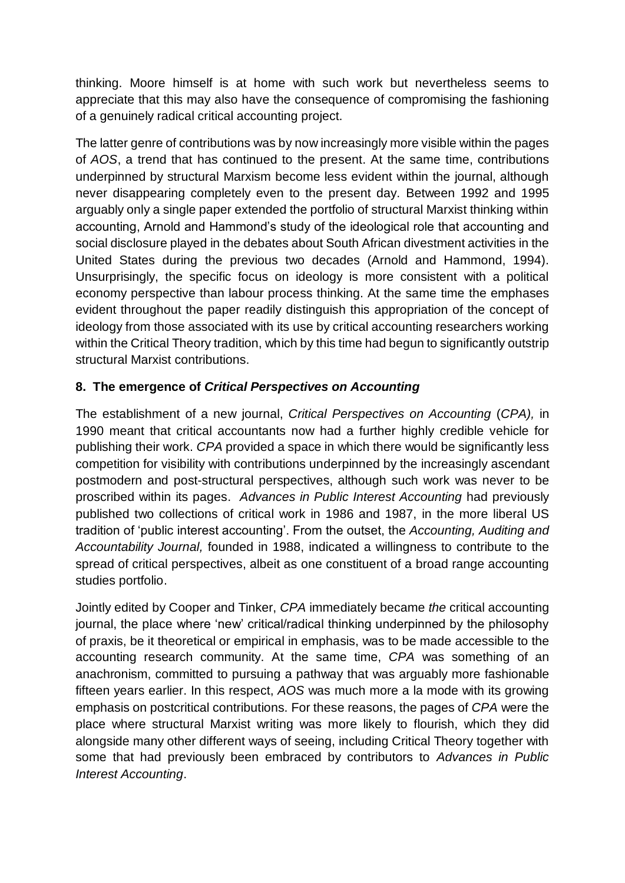thinking. Moore himself is at home with such work but nevertheless seems to appreciate that this may also have the consequence of compromising the fashioning of a genuinely radical critical accounting project.

The latter genre of contributions was by now increasingly more visible within the pages of *AOS*, a trend that has continued to the present. At the same time, contributions underpinned by structural Marxism become less evident within the journal, although never disappearing completely even to the present day. Between 1992 and 1995 arguably only a single paper extended the portfolio of structural Marxist thinking within accounting, Arnold and Hammond's study of the ideological role that accounting and social disclosure played in the debates about South African divestment activities in the United States during the previous two decades (Arnold and Hammond, 1994). Unsurprisingly, the specific focus on ideology is more consistent with a political economy perspective than labour process thinking. At the same time the emphases evident throughout the paper readily distinguish this appropriation of the concept of ideology from those associated with its use by critical accounting researchers working within the Critical Theory tradition, which by this time had begun to significantly outstrip structural Marxist contributions.

## 8. The emergence of *Critical Perspectives on Accounting*

The establishment of a new journal, *Critical Perspectives on Accounting* (*CPA),* in 1990 meant that critical accountants now had a further highly credible vehicle for publishing their work. *CPA* provided a space in which there would be significantly less competition for visibility with contributions underpinned by the increasingly ascendant postmodern and post-structural perspectives, although such work was never to be proscribed within its pages. *Advances in Public Interest Accounting* had previously published two collections of critical work in 1986 and 1987, in the more liberal US tradition of 'public interest accounting'. From the outset, the *Accounting, Auditing and Accountability Journal,* founded in 1988, indicated a willingness to contribute to the spread of critical perspectives, albeit as one constituent of a broad range accounting studies portfolio.

Jointly edited by Cooper and Tinker, *CPA* immediately became *the* critical accounting journal, the place where 'new' critical/radical thinking underpinned by the philosophy of praxis, be it theoretical or empirical in emphasis, was to be made accessible to the accounting research community. At the same time, *CPA* was something of an anachronism, committed to pursuing a pathway that was arguably more fashionable fifteen years earlier. In this respect, *AOS* was much more a la mode with its growing emphasis on postcritical contributions. For these reasons, the pages of *CPA* were the place where structural Marxist writing was more likely to flourish, which they did alongside many other different ways of seeing, including Critical Theory together with some that had previously been embraced by contributors to *Advances in Public Interest Accounting*.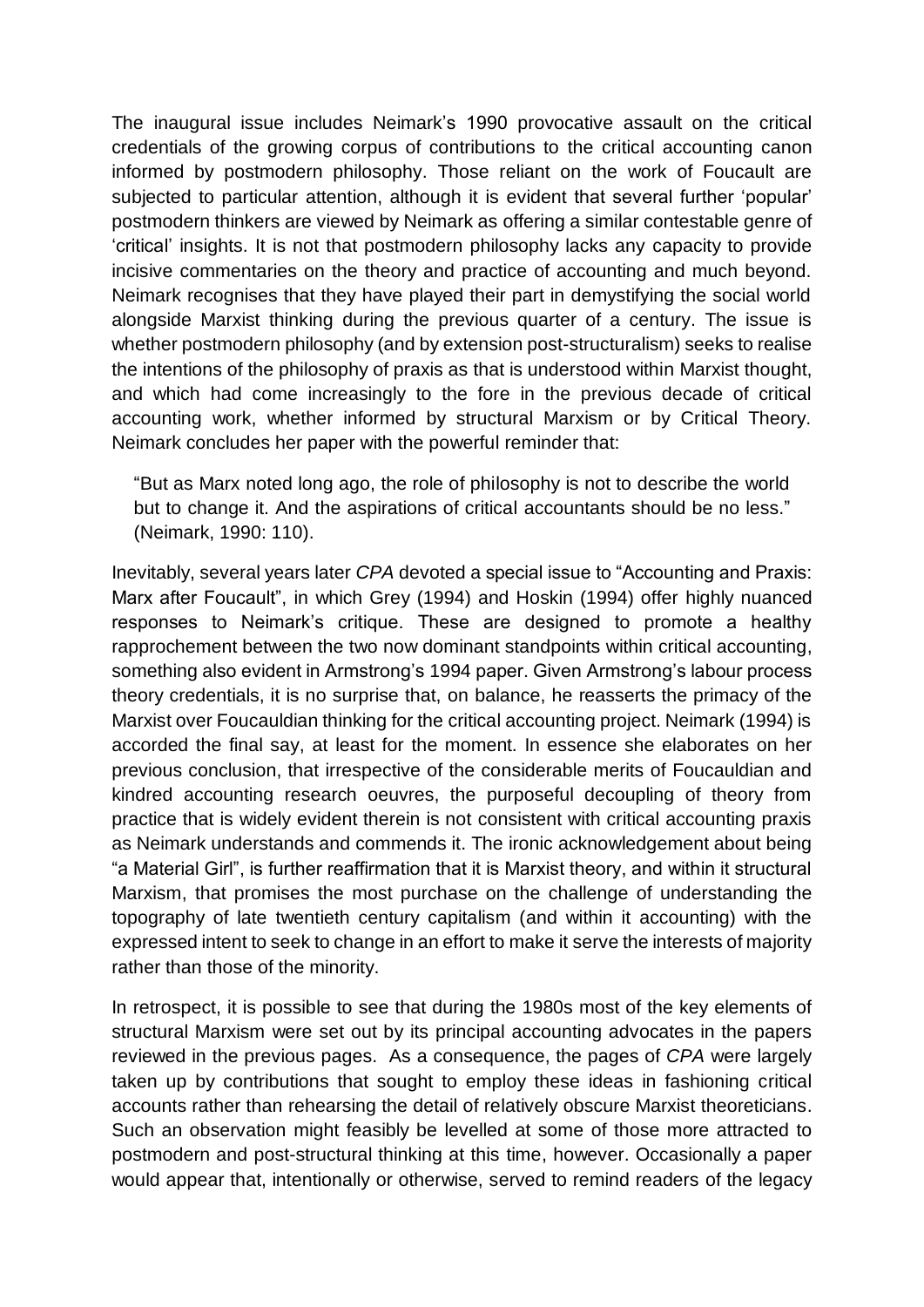The inaugural issue includes Neimark's 1990 provocative assault on the critical credentials of the growing corpus of contributions to the critical accounting canon informed by postmodern philosophy. Those reliant on the work of Foucault are subjected to particular attention, although it is evident that several further 'popular' postmodern thinkers are viewed by Neimark as offering a similar contestable genre of 'critical' insights. It is not that postmodern philosophy lacks any capacity to provide incisive commentaries on the theory and practice of accounting and much beyond. Neimark recognises that they have played their part in demystifying the social world alongside Marxist thinking during the previous quarter of a century. The issue is whether postmodern philosophy (and by extension post-structuralism) seeks to realise the intentions of the philosophy of praxis as that is understood within Marxist thought, and which had come increasingly to the fore in the previous decade of critical accounting work, whether informed by structural Marxism or by Critical Theory. Neimark concludes her paper with the powerful reminder that:

> "But as Marx noted long ago, the role of philosophy is not to describe the world but to change it. And the aspirations of critical accountants should be no less." (Neimark, 1990: 110).

Inevitably, several years later *CPA* devoted a special issue to "Accounting and Praxis: Marx after Foucault", in which Grey (1994) and Hoskin (1994) offer highly nuanced responses to Neimark's critique. These are designed to promote a healthy rapprochement between the two now dominant standpoints within critical accounting, something also evident in Armstrong's 1994 paper. Given Armstrong's labour process theory credentials, it is no surprise that, on balance, he reasserts the primacy of the Marxist over Foucauldian thinking for the critical accounting project. Neimark (1994) is accorded the final say, at least for the moment. In essence she elaborates on her previous conclusion, that irrespective of the considerable merits of Foucauldian and kindred accounting research oeuvres, the purposeful decoupling of theory from practice that is widely evident therein is not consistent with critical accounting praxis as Neimark understands and commends it. The ironic acknowledgement about being "a Material Girl", is further reaffirmation that it is Marxist theory, and within it structural Marxism, that promises the most purchase on the challenge of understanding the topography of late twentieth century capitalism (and within it accounting) with the expressed intent to seek to change in an effort to make it serve the interests of majority rather than those of the minority.

In retrospect, it is possible to see that during the 1980s most of the key elements of structural Marxism were set out by its principal accounting advocates in the papers reviewed in the previous pages. As a consequence, the pages of *CPA* were largely taken up by contributions that sought to employ these ideas in fashioning critical accounts rather than rehearsing the detail of relatively obscure Marxist theoreticians. Such an observation might feasibly be levelled at some of those more attracted to postmodern and post-structural thinking at this time, however. Occasionally a paper would appear that, intentionally or otherwise, served to remind readers of the legacy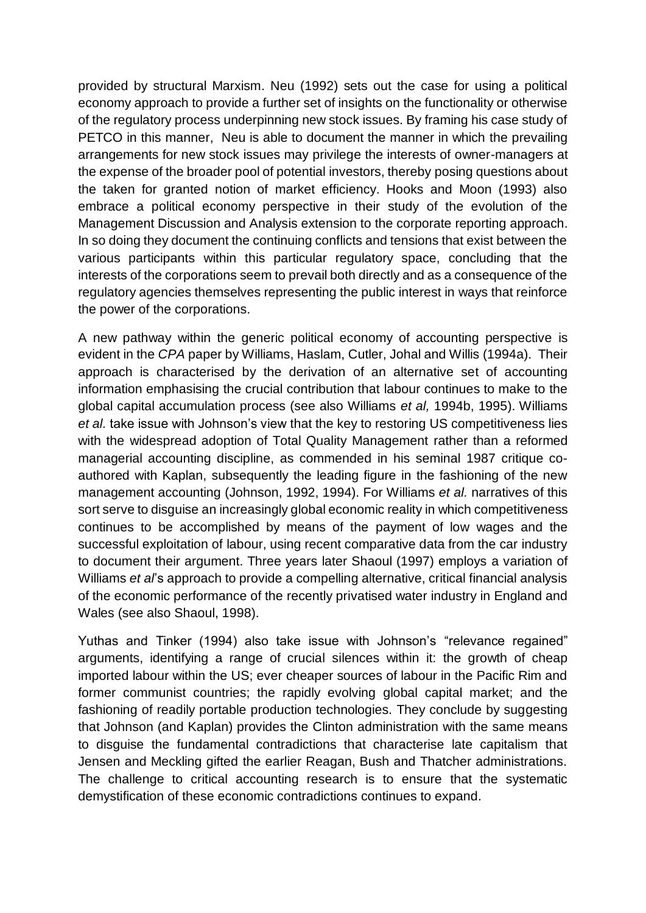provided by structural Marxism. Neu (1992) sets out the case for using a political economy approach to provide a further set of insights on the functionality or otherwise of the regulatory process underpinning new stock issues. By framing his case study of PETCO in this manner, Neu is able to document the manner in which the prevailing arrangements for new stock issues may privilege the interests of owner-managers at the expense of the broader pool of potential investors, thereby posing questions about the taken for granted notion of market efficiency. Hooks and Moon (1993) also embrace a political economy perspective in their study of the evolution of the Management Discussion and Analysis extension to the corporate reporting approach. In so doing they document the continuing conflicts and tensions that exist between the various participants within this particular regulatory space, concluding that the interests of the corporations seem to prevail both directly and as a consequence of the regulatory agencies themselves representing the public interest in ways that reinforce the power of the corporations.

A new pathway within the generic political economy of accounting perspective is evident in the *CPA* paper by Williams, Haslam, Cutler, Johal and Willis (1994a). Their approach is characterised by the derivation of an alternative set of accounting information emphasising the crucial contribution that labour continues to make to the global capital accumulation process (see also Williams *et al,* 1994b, 1995). Williams *et al.* take issue with Johnson's view that the key to restoring US competitiveness lies with the widespread adoption of Total Quality Management rather than a reformed managerial accounting discipline, as commended in his seminal 1987 critique co-authored with Kaplan, subsequently the leading figure in the fashioning of the new management accounting (Johnson, 1992, 1994). For Williams *et al.* narratives of this sort serve to disguise an increasingly global economic reality in which competitiveness continues to be accomplished by means of the payment of low wages and the successful exploitation of labour, using recent comparative data from the car industry to document their argument. Three years later Shaoul (1997) employs a variation of Williams *et al*'s approach to provide a compelling alternative, critical financial analysis of the economic performance of the recently privatised water industry in England and Wales (see also Shaoul, 1998).

Yuthas and Tinker (1994) also take issue with Johnson's "relevance regained" arguments, identifying a range of crucial silences within it: the growth of cheap imported labour within the US; ever cheaper sources of labour in the Pacific Rim and former communist countries; the rapidly evolving global capital market; and the fashioning of readily portable production technologies. They conclude by suggesting that Johnson (and Kaplan) provides the Clinton administration with the same means to disguise the fundamental contradictions that characterise late capitalism that Jensen and Meckling gifted the earlier Reagan, Bush and Thatcher administrations. The challenge to critical accounting research is to ensure that the systematic demystification of these economic contradictions continues to expand.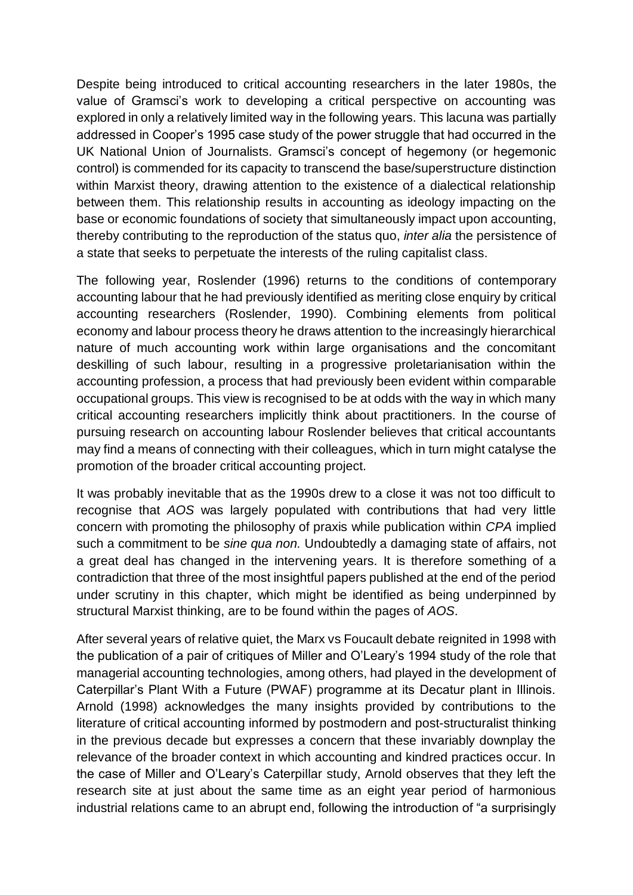Despite being introduced to critical accounting researchers in the later 1980s, the value of Gramsci's work to developing a critical perspective on accounting was explored in only a relatively limited way in the following years. This lacuna was partially addressed in Cooper's 1995 case study of the power struggle that had occurred in the UK National Union of Journalists. Gramsci's concept of hegemony (or hegemonic control) is commended for its capacity to transcend the base/superstructure distinction within Marxist theory, drawing attention to the existence of a dialectical relationship between them. This relationship results in accounting as ideology impacting on the base or economic foundations of society that simultaneously impact upon accounting, thereby contributing to the reproduction of the status quo, *inter alia* the persistence of a state that seeks to perpetuate the interests of the ruling capitalist class.

The following year, Roslender (1996) returns to the conditions of contemporary accounting labour that he had previously identified as meriting close enquiry by critical accounting researchers (Roslender, 1990). Combining elements from political economy and labour process theory he draws attention to the increasingly hierarchical nature of much accounting work within large organisations and the concomitant deskilling of such labour, resulting in a progressive proletarianisation within the accounting profession, a process that had previously been evident within comparable occupational groups. This view is recognised to be at odds with the way in which many critical accounting researchers implicitly think about practitioners. In the course of pursuing research on accounting labour Roslender believes that critical accountants may find a means of connecting with their colleagues, which in turn might catalyse the promotion of the broader critical accounting project.

It was probably inevitable that as the 1990s drew to a close it was not too difficult to recognise that *AOS* was largely populated with contributions that had very little concern with promoting the philosophy of praxis while publication within *CPA* implied such a commitment to be *sine qua non.* Undoubtedly a damaging state of affairs, not a great deal has changed in the intervening years. It is therefore something of a contradiction that three of the most insightful papers published at the end of the period under scrutiny in this chapter, which might be identified as being underpinned by structural Marxist thinking, are to be found within the pages of *AOS*.

After several years of relative quiet, the Marx vs Foucault debate reignited in 1998 with the publication of a pair of critiques of Miller and O'Leary's 1994 study of the role that managerial accounting technologies, among others, had played in the development of Caterpillar's Plant With a Future (PWAF) programme at its Decatur plant in Illinois. Arnold (1998) acknowledges the many insights provided by contributions to the literature of critical accounting informed by postmodern and post-structuralist thinking in the previous decade but expresses a concern that these invariably downplay the relevance of the broader context in which accounting and kindred practices occur. In the case of Miller and O'Leary's Caterpillar study, Arnold observes that they left the research site at just about the same time as an eight year period of harmonious industrial relations came to an abrupt end, following the introduction of "a surprisingly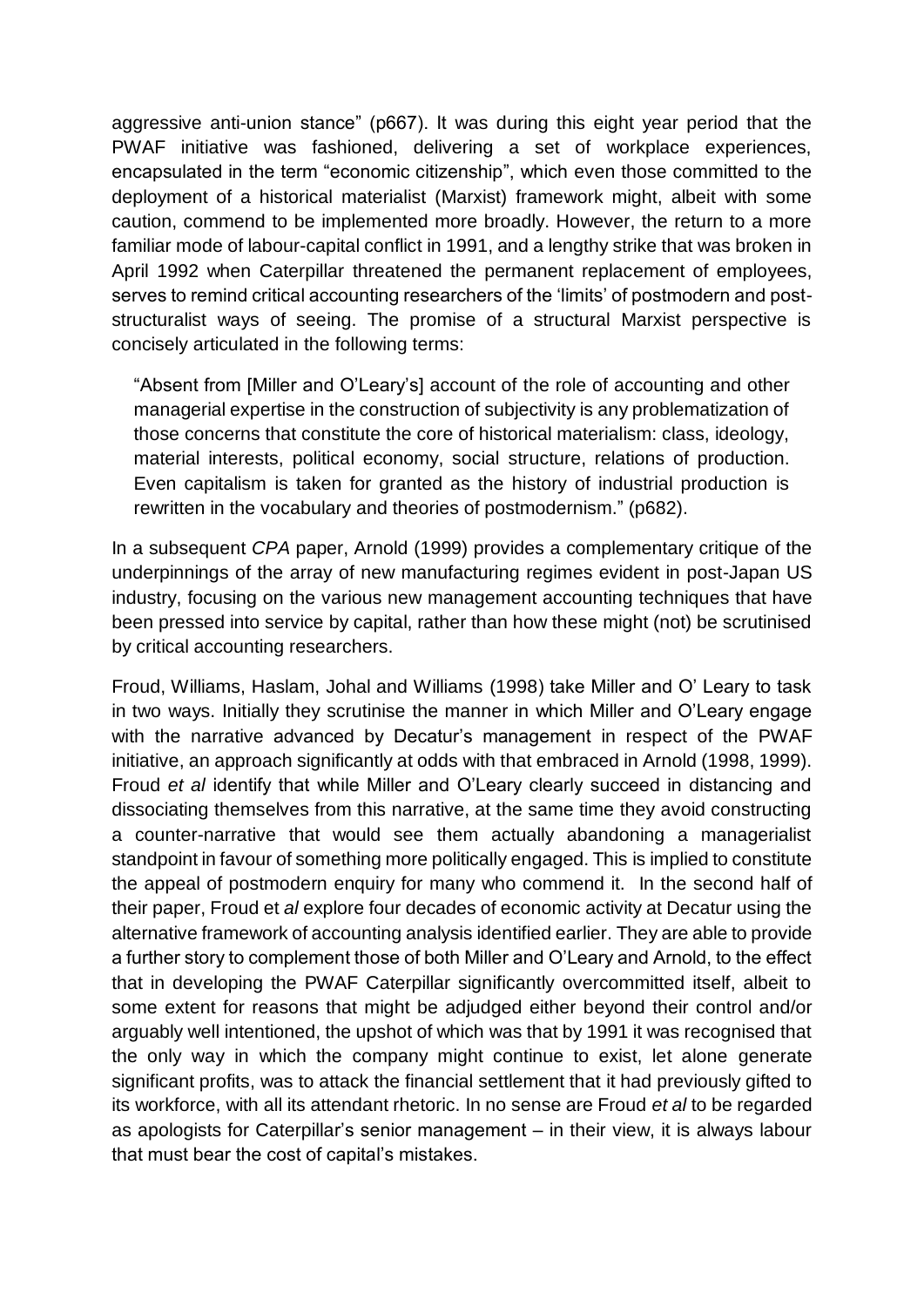aggressive anti-union stance" (p667). It was during this eight year period that the PWAF initiative was fashioned, delivering a set of workplace experiences, encapsulated in the term "economic citizenship", which even those committed to the deployment of a historical materialist (Marxist) framework might, albeit with some caution, commend to be implemented more broadly. However, the return to a more familiar mode of labour-capital conflict in 1991, and a lengthy strike that was broken in April 1992 when Caterpillar threatened the permanent replacement of employees, serves to remind critical accounting researchers of the 'limits' of postmodern and post-structuralist ways of seeing. The promise of a structural Marxist perspective is concisely articulated in the following terms:

> "Absent from [Miller and O'Leary's] account of the role of accounting and other managerial expertise in the construction of subjectivity is any problematization of those concerns that constitute the core of historical materialism: class, ideology, material interests, political economy, social structure, relations of production. Even capitalism is taken for granted as the history of industrial production is rewritten in the vocabulary and theories of postmodernism." (p682).

In a subsequent *CPA* paper, Arnold (1999) provides a complementary critique of the underpinnings of the array of new manufacturing regimes evident in post-Japan US industry, focusing on the various new management accounting techniques that have been pressed into service by capital, rather than how these might (not) be scrutinised by critical accounting researchers.

Froud, Williams, Haslam, Johal and Williams (1998) take Miller and O' Leary to task in two ways. Initially they scrutinise the manner in which Miller and O'Leary engage with the narrative advanced by Decatur's management in respect of the PWAF initiative, an approach significantly at odds with that embraced in Arnold (1998, 1999). Froud *et al* identify that while Miller and O'Leary clearly succeed in distancing and dissociating themselves from this narrative, at the same time they avoid constructing a counter-narrative that would see them actually abandoning a managerialist standpoint in favour of something more politically engaged. This is implied to constitute the appeal of postmodern enquiry for many who commend it. In the second half of their paper, Froud et *al* explore four decades of economic activity at Decatur using the alternative framework of accounting analysis identified earlier. They are able to provide a further story to complement those of both Miller and O'Leary and Arnold, to the effect that in developing the PWAF Caterpillar significantly overcommitted itself, albeit to some extent for reasons that might be adjudged either beyond their control and/or arguably well intentioned, the upshot of which was that by 1991 it was recognised that the only way in which the company might continue to exist, let alone generate significant profits, was to attack the financial settlement that it had previously gifted to its workforce, with all its attendant rhetoric. In no sense are Froud *et al* to be regarded as apologists for Caterpillar's senior management – in their view, it is always labour that must bear the cost of capital's mistakes.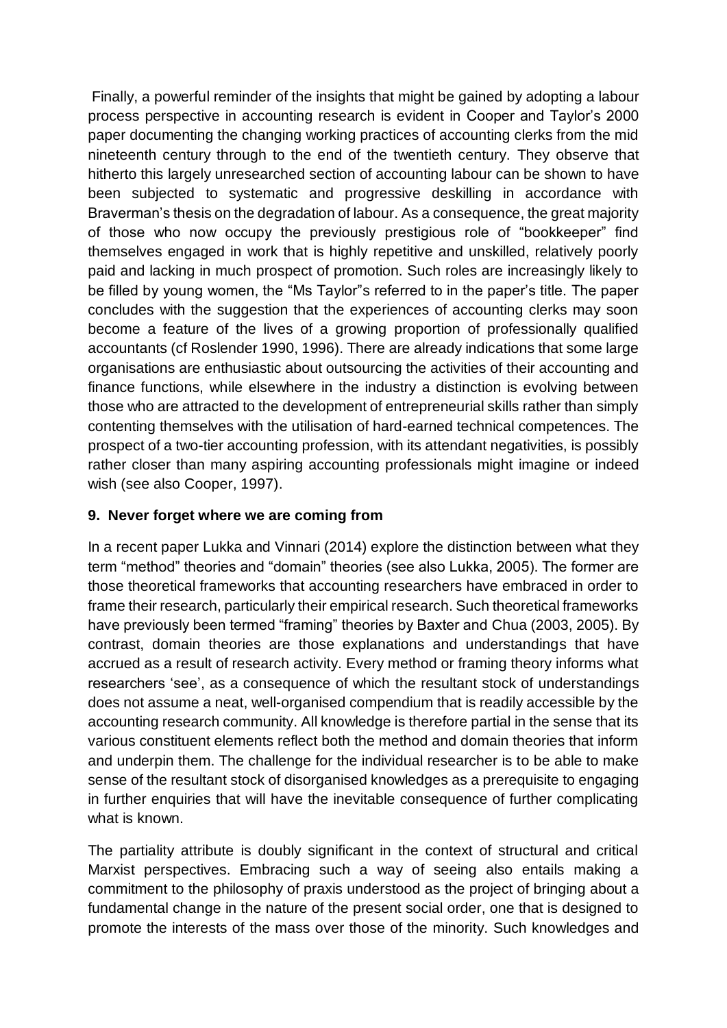Finally, a powerful reminder of the insights that might be gained by adopting a labour process perspective in accounting research is evident in Cooper and Taylor's 2000 paper documenting the changing working practices of accounting clerks from the mid nineteenth century through to the end of the twentieth century. They observe that hitherto this largely unresearched section of accounting labour can be shown to have been subjected to systematic and progressive deskilling in accordance with Braverman's thesis on the degradation of labour. As a consequence, the great majority of those who now occupy the previously prestigious role of "bookkeeper" find themselves engaged in work that is highly repetitive and unskilled, relatively poorly paid and lacking in much prospect of promotion. Such roles are increasingly likely to be filled by young women, the "Ms Taylor"s referred to in the paper's title. The paper concludes with the suggestion that the experiences of accounting clerks may soon become a feature of the lives of a growing proportion of professionally qualified accountants (cf Roslender 1990, 1996). There are already indications that some large organisations are enthusiastic about outsourcing the activities of their accounting and finance functions, while elsewhere in the industry a distinction is evolving between those who are attracted to the development of entrepreneurial skills rather than simply contenting themselves with the utilisation of hard-earned technical competences. The prospect of a two-tier accounting profession, with its attendant negativities, is possibly rather closer than many aspiring accounting professionals might imagine or indeed wish (see also Cooper, 1997).

## 9. Never forget where we are coming from

In a recent paper Lukka and Vinnari (2014) explore the distinction between what they term "method" theories and "domain" theories (see also Lukka, 2005). The former are those theoretical frameworks that accounting researchers have embraced in order to frame their research, particularly their empirical research. Such theoretical frameworks have previously been termed "framing" theories by Baxter and Chua (2003, 2005). By contrast, domain theories are those explanations and understandings that have accrued as a result of research activity. Every method or framing theory informs what researchers 'see', as a consequence of which the resultant stock of understandings does not assume a neat, well-organised compendium that is readily accessible by the accounting research community. All knowledge is therefore partial in the sense that its various constituent elements reflect both the method and domain theories that inform and underpin them. The challenge for the individual researcher is to be able to make sense of the resultant stock of disorganised knowledges as a prerequisite to engaging in further enquiries that will have the inevitable consequence of further complicating what is known.

The partiality attribute is doubly significant in the context of structural and critical Marxist perspectives. Embracing such a way of seeing also entails making a commitment to the philosophy of praxis understood as the project of bringing about a fundamental change in the nature of the present social order, one that is designed to promote the interests of the mass over those of the minority. Such knowledges and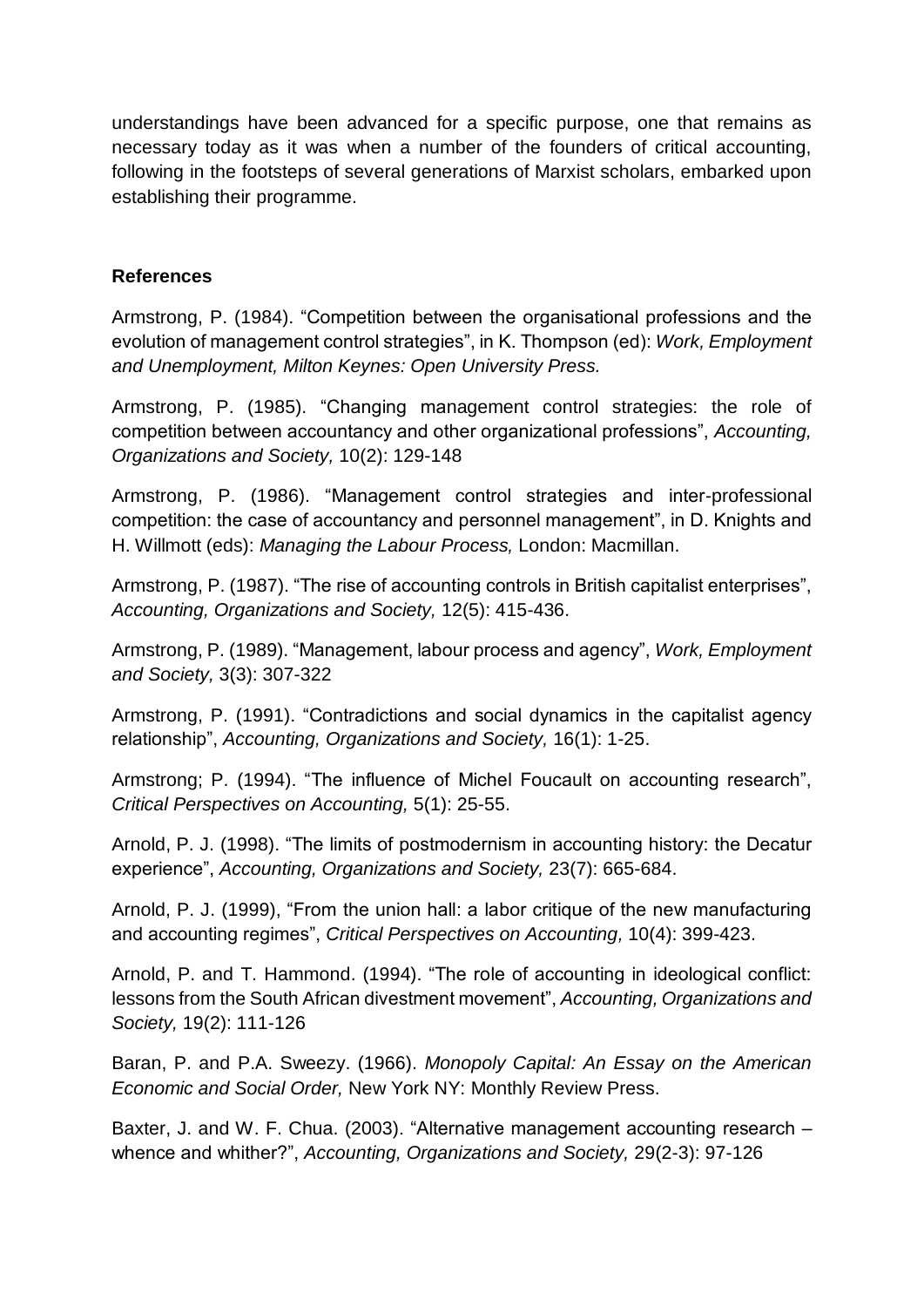understandings have been advanced for a specific purpose, one that remains as necessary today as it was when a number of the founders of critical accounting, following in the footsteps of several generations of Marxist scholars, embarked upon establishing their programme.

## References

Armstrong, P. (1984). "Competition between the organisational professions and the evolution of management control strategies", in K. Thompson (ed): *Work, Employment and Unemployment, Milton Keynes: Open University Press.*

Armstrong, P. (1985). "Changing management control strategies: the role of competition between accountancy and other organizational professions", *Accounting, Organizations and Society,* 10(2): 129-148

Armstrong, P. (1986). "Management control strategies and inter-professional competition: the case of accountancy and personnel management", in D. Knights and H. Willmott (eds): *Managing the Labour Process,* London: Macmillan.

Armstrong, P. (1987). "The rise of accounting controls in British capitalist enterprises", *Accounting, Organizations and Society,* 12(5): 415-436.

Armstrong, P. (1989). "Management, labour process and agency", *Work, Employment and Society,* 3(3): 307-322

Armstrong, P. (1991). "Contradictions and social dynamics in the capitalist agency relationship", *Accounting, Organizations and Society,* 16(1): 1-25.

Armstrong; P. (1994). "The influence of Michel Foucault on accounting research", *Critical Perspectives on Accounting,* 5(1): 25-55.

Arnold, P. J. (1998). "The limits of postmodernism in accounting history: the Decatur experience", *Accounting, Organizations and Society,* 23(7): 665-684.

Arnold, P. J. (1999), "From the union hall: a labor critique of the new manufacturing and accounting regimes", *Critical Perspectives on Accounting,* 10(4): 399-423.

Arnold, P. and T. Hammond. (1994). "The role of accounting in ideological conflict: lessons from the South African divestment movement", *Accounting, Organizations and Society,* 19(2): 111-126

Baran, P. and P.A. Sweezy. (1966). *Monopoly Capital: An Essay on the American Economic and Social Order,* New York NY: Monthly Review Press.

Baxter, J. and W. F. Chua. (2003). "Alternative management accounting research – whence and whither?", *Accounting, Organizations and Society,* 29(2-3): 97-126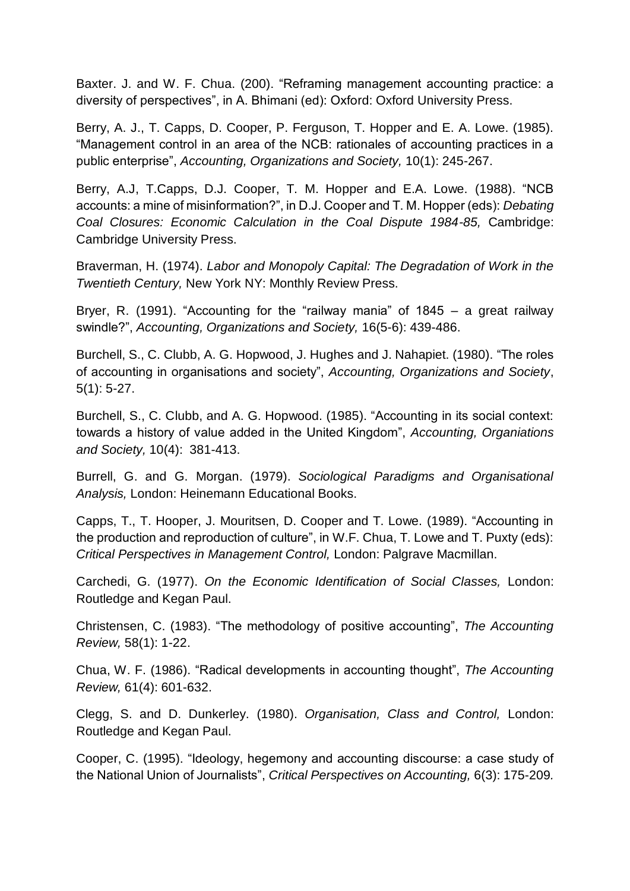Baxter. J. and W. F. Chua. (200). "Reframing management accounting practice: a diversity of perspectives", in A. Bhimani (ed): Oxford: Oxford University Press.

Berry, A. J., T. Capps, D. Cooper, P. Ferguson, T. Hopper and E. A. Lowe. (1985). "Management control in an area of the NCB: rationales of accounting practices in a public enterprise", *Accounting, Organizations and Society,* 10(1): 245-267.

Berry, A.J, T.Capps, D.J. Cooper, T. M. Hopper and E.A. Lowe. (1988). "NCB accounts: a mine of misinformation?", in D.J. Cooper and T. M. Hopper (eds): *Debating Coal Closures: Economic Calculation in the Coal Dispute 1984-85,* Cambridge: Cambridge University Press.

Braverman, H. (1974). *Labor and Monopoly Capital: The Degradation of Work in the Twentieth Century,* New York NY: Monthly Review Press.

Bryer, R. (1991). "Accounting for the "railway mania" of 1845 – a great railway swindle?", *Accounting, Organizations and Society,* 16(5-6): 439-486.

Burchell, S., C. Clubb, A. G. Hopwood, J. Hughes and J. Nahapiet. (1980). "The roles of accounting in organisations and society", *Accounting, Organizations and Society*, 5(1): 5-27.

Burchell, S., C. Clubb, and A. G. Hopwood. (1985). "Accounting in its social context: towards a history of value added in the United Kingdom", *Accounting, Organiations and Society,* 10(4): 381-413.

Burrell, G. and G. Morgan. (1979). *Sociological Paradigms and Organisational Analysis,* London: Heinemann Educational Books.

Capps, T., T. Hooper, J. Mouritsen, D. Cooper and T. Lowe. (1989). "Accounting in the production and reproduction of culture", in W.F. Chua, T. Lowe and T. Puxty (eds): *Critical Perspectives in Management Control,* London: Palgrave Macmillan.

Carchedi, G. (1977). *On the Economic Identification of Social Classes,* London: Routledge and Kegan Paul.

Christensen, C. (1983). "The methodology of positive accounting", *The Accounting Review,* 58(1): 1-22.

Chua, W. F. (1986). "Radical developments in accounting thought", *The Accounting Review,* 61(4): 601-632.

Clegg, S. and D. Dunkerley. (1980). *Organisation, Class and Control,* London: Routledge and Kegan Paul.

Cooper, C. (1995). "Ideology, hegemony and accounting discourse: a case study of the National Union of Journalists", *Critical Perspectives on Accounting,* 6(3): 175-209.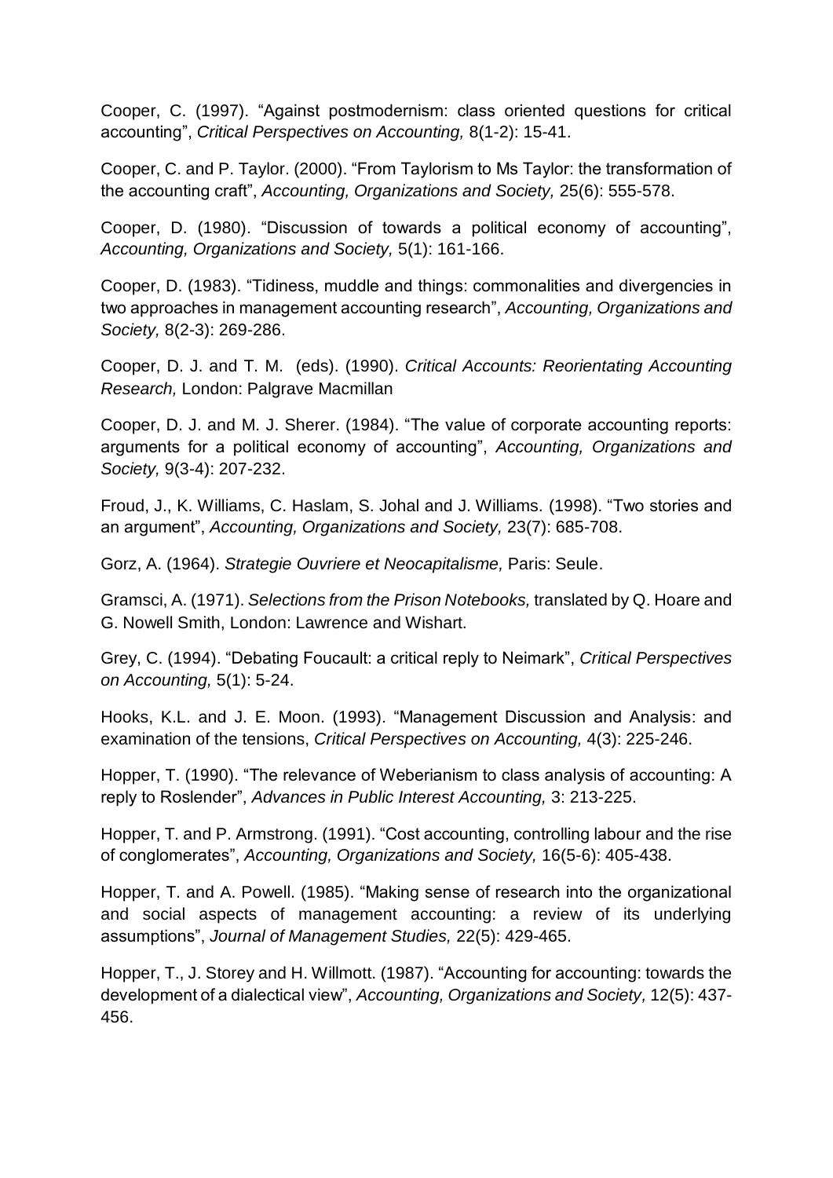Cooper, C. (1997). “Against postmodernism: class oriented questions for critical accounting”, *Critical Perspectives on Accounting,* 8(1-2): 15-41.

Cooper, C. and P. Taylor. (2000). “From Taylorism to Ms Taylor: the transformation of the accounting craft”, *Accounting, Organizations and Society,* 25(6): 555-578.

Cooper, D. (1980). “Discussion of towards a political economy of accounting”, *Accounting, Organizations and Society,* 5(1): 161-166.

Cooper, D. (1983). “Tidiness, muddle and things: commonalities and divergencies in two approaches in management accounting research”, *Accounting, Organizations and Society,* 8(2-3): 269-286.

Cooper, D. J. and T. M. (eds). (1990). *Critical Accounts: Reorientating Accounting Research,* London: Palgrave Macmillan

Cooper, D. J. and M. J. Sherer. (1984). “The value of corporate accounting reports: arguments for a political economy of accounting”, *Accounting, Organizations and Society,* 9(3-4): 207-232.

Froud, J., K. Williams, C. Haslam, S. Johal and J. Williams. (1998). “Two stories and an argument”, *Accounting, Organizations and Society,* 23(7): 685-708.

Gorz, A. (1964). *Strategie Ouvriere et Neocapitalisme,* Paris: Seule.

Gramsci, A. (1971). *Selections from the Prison Notebooks,* translated by Q. Hoare and G. Nowell Smith, London: Lawrence and Wishart.

Grey, C. (1994). “Debating Foucault: a critical reply to Neimark”, *Critical Perspectives on Accounting,* 5(1): 5-24.

Hooks, K.L. and J. E. Moon. (1993). “Management Discussion and Analysis: and examination of the tensions, *Critical Perspectives on Accounting,* 4(3): 225-246.

Hopper, T. (1990). “The relevance of Weberianism to class analysis of accounting: A reply to Roslender”, *Advances in Public Interest Accounting,* 3: 213-225.

Hopper, T. and P. Armstrong. (1991). “Cost accounting, controlling labour and the rise of conglomerates”, *Accounting, Organizations and Society,* 16(5-6): 405-438.

Hopper, T. and A. Powell. (1985). “Making sense of research into the organizational and social aspects of management accounting: a review of its underlying assumptions”, *Journal of Management Studies,* 22(5): 429-465.

Hopper, T., J. Storey and H. Willmott. (1987). “Accounting for accounting: towards the development of a dialectical view”, *Accounting, Organizations and Society,* 12(5): 437-456.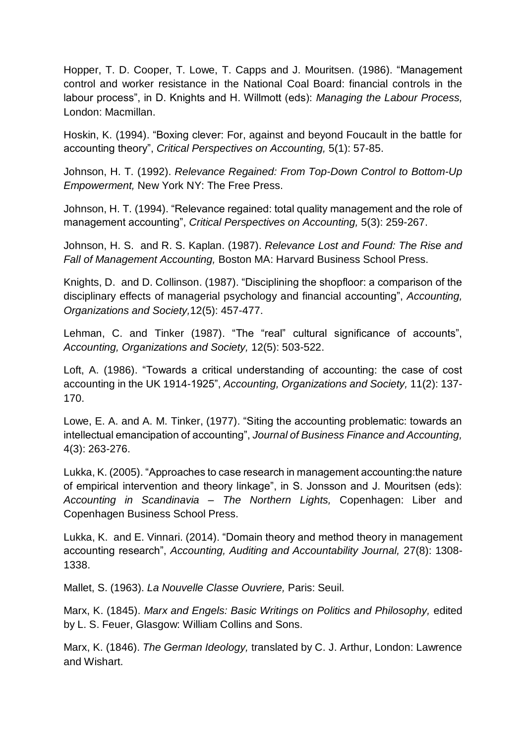Hopper, T. D. Cooper, T. Lowe, T. Capps and J. Mouritsen. (1986). "Management control and worker resistance in the National Coal Board: financial controls in the labour process", in D. Knights and H. Willmott (eds): *Managing the Labour Process,* London: Macmillan.

Hoskin, K. (1994). "Boxing clever: For, against and beyond Foucault in the battle for accounting theory", *Critical Perspectives on Accounting,* 5(1): 57-85.

Johnson, H. T. (1992). *Relevance Regained: From Top-Down Control to Bottom-Up Empowerment,* New York NY: The Free Press.

Johnson, H. T. (1994). "Relevance regained: total quality management and the role of management accounting", *Critical Perspectives on Accounting,* 5(3): 259-267.

Johnson, H. S. and R. S. Kaplan. (1987). *Relevance Lost and Found: The Rise and Fall of Management Accounting,* Boston MA: Harvard Business School Press.

Knights, D. and D. Collinson. (1987). "Disciplining the shopfloor: a comparison of the disciplinary effects of managerial psychology and financial accounting", *Accounting, Organizations and Society,*12(5): 457-477.

Lehman, C. and Tinker (1987). "The "real" cultural significance of accounts", *Accounting, Organizations and Society,* 12(5): 503-522.

Loft, A. (1986). "Towards a critical understanding of accounting: the case of cost accounting in the UK 1914-1925", *Accounting, Organizations and Society,* 11(2): 137-170.

Lowe, E. A. and A. M. Tinker, (1977). "Siting the accounting problematic: towards an intellectual emancipation of accounting", *Journal of Business Finance and Accounting,* 4(3): 263-276.

Lukka, K. (2005). "Approaches to case research in management accounting:the nature of empirical intervention and theory linkage", in S. Jonsson and J. Mouritsen (eds): *Accounting in Scandinavia – The Northern Lights,* Copenhagen: Liber and Copenhagen Business School Press.

Lukka, K. and E. Vinnari. (2014). "Domain theory and method theory in management accounting research", *Accounting, Auditing and Accountability Journal,* 27(8): 1308-1338.

Mallet, S. (1963). *La Nouvelle Classe Ouvriere,* Paris: Seuil.

Marx, K. (1845). *Marx and Engels: Basic Writings on Politics and Philosophy,* edited by L. S. Feuer, Glasgow: William Collins and Sons.

Marx, K. (1846). *The German Ideology,* translated by C. J. Arthur, London: Lawrence and Wishart.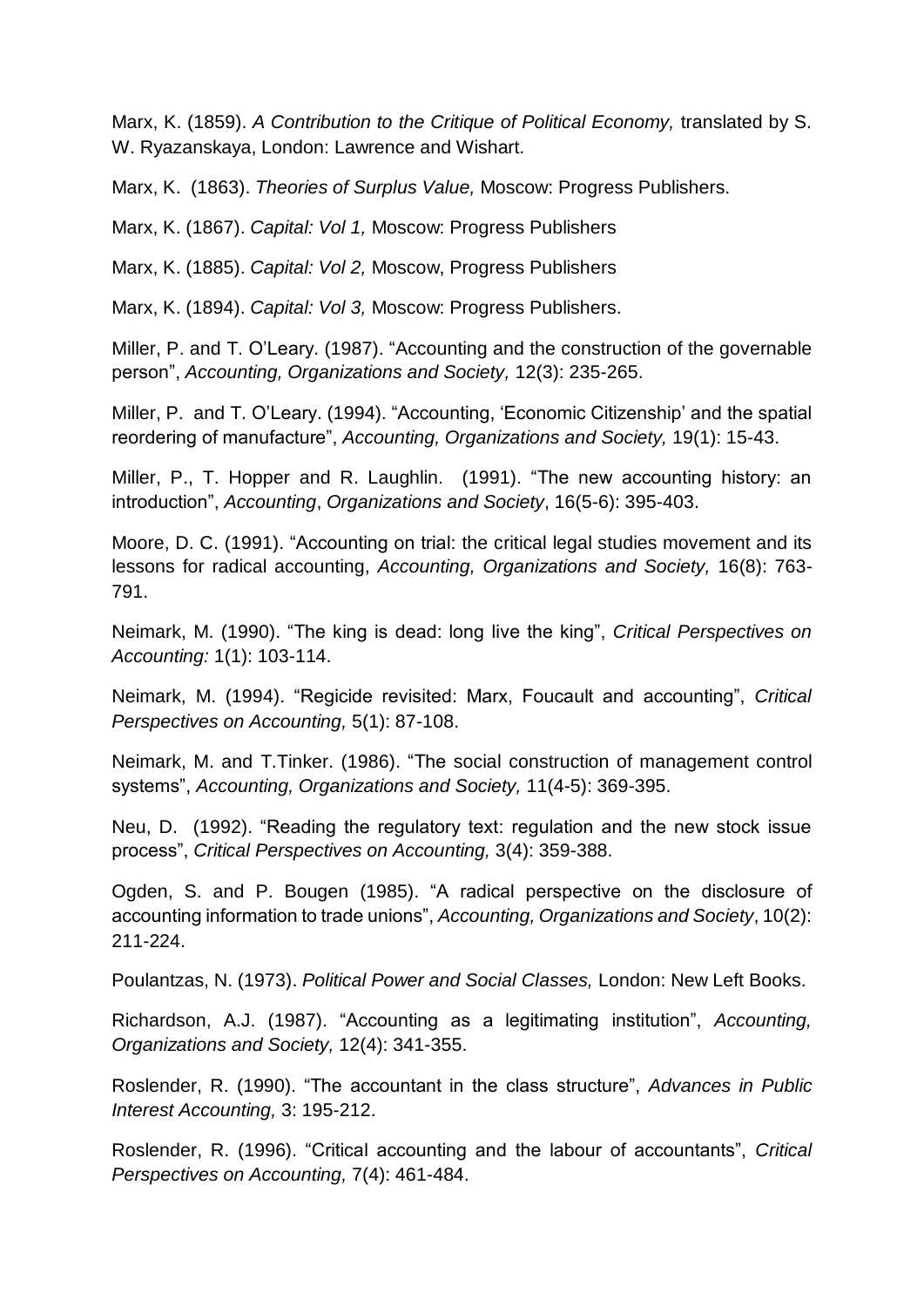Marx, K. (1859). *A Contribution to the Critique of Political Economy,* translated by S. W. Ryazanskaya, London: Lawrence and Wishart.

Marx, K. (1863). *Theories of Surplus Value,* Moscow: Progress Publishers.

Marx, K. (1867). *Capital: Vol 1,* Moscow: Progress Publishers

Marx, K. (1885). *Capital: Vol 2,* Moscow, Progress Publishers

Marx, K. (1894). *Capital: Vol 3,* Moscow: Progress Publishers.

Miller, P. and T. O'Leary. (1987). "Accounting and the construction of the governable person", *Accounting, Organizations and Society,* 12(3): 235-265.

Miller, P. and T. O'Leary. (1994). "Accounting, 'Economic Citizenship' and the spatial reordering of manufacture", *Accounting, Organizations and Society,* 19(1): 15-43.

Miller, P., T. Hopper and R. Laughlin. (1991). "The new accounting history: an introduction", *Accounting*, *Organizations and Society*, 16(5-6): 395-403.

Moore, D. C. (1991). "Accounting on trial: the critical legal studies movement and its lessons for radical accounting, *Accounting, Organizations and Society,* 16(8): 763-791.

Neimark, M. (1990). "The king is dead: long live the king", *Critical Perspectives on Accounting:* 1(1): 103-114.

Neimark, M. (1994). "Regicide revisited: Marx, Foucault and accounting", *Critical Perspectives on Accounting,* 5(1): 87-108.

Neimark, M. and T.Tinker. (1986). "The social construction of management control systems", *Accounting, Organizations and Society,* 11(4-5): 369-395.

Neu, D. (1992). "Reading the regulatory text: regulation and the new stock issue process", *Critical Perspectives on Accounting,* 3(4): 359-388.

Ogden, S. and P. Bougen (1985). "A radical perspective on the disclosure of accounting information to trade unions", *Accounting, Organizations and Society*, 10(2): 211-224.

Poulantzas, N. (1973). *Political Power and Social Classes,* London: New Left Books.

Richardson, A.J. (1987). "Accounting as a legitimating institution", *Accounting, Organizations and Society,* 12(4): 341-355.

Roslender, R. (1990). "The accountant in the class structure", *Advances in Public Interest Accounting,* 3: 195-212.

Roslender, R. (1996). "Critical accounting and the labour of accountants", *Critical Perspectives on Accounting,* 7(4): 461-484.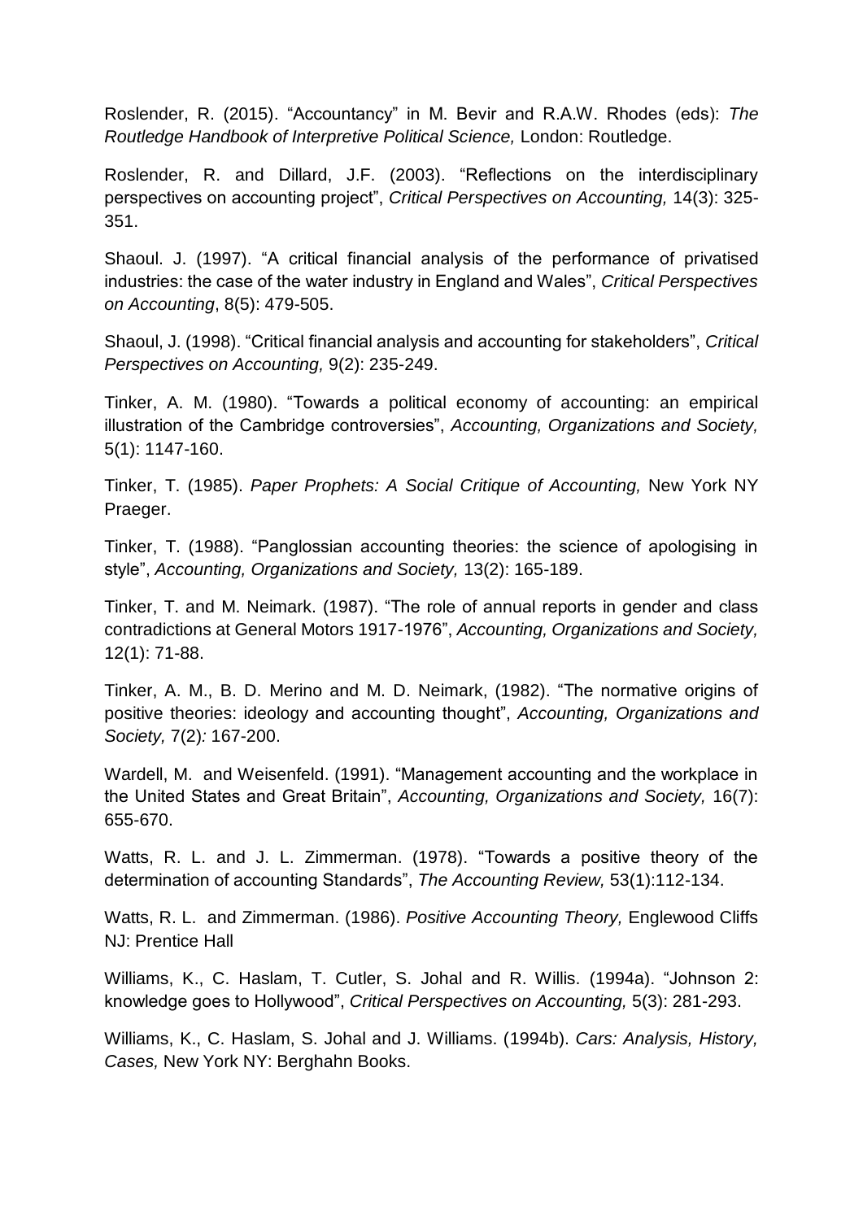Roslender, R. (2015). "Accountancy" in M. Bevir and R.A.W. Rhodes (eds): *The Routledge Handbook of Interpretive Political Science,* London: Routledge.

Roslender, R. and Dillard, J.F. (2003). "Reflections on the interdisciplinary perspectives on accounting project", *Critical Perspectives on Accounting,* 14(3): 325-351.

Shaoul. J. (1997). "A critical financial analysis of the performance of privatised industries: the case of the water industry in England and Wales", *Critical Perspectives on Accounting*, 8(5): 479-505.

Shaoul, J. (1998). "Critical financial analysis and accounting for stakeholders", *Critical Perspectives on Accounting,* 9(2): 235-249.

Tinker, A. M. (1980). "Towards a political economy of accounting: an empirical illustration of the Cambridge controversies", *Accounting, Organizations and Society,* 5(1): 1147-160.

Tinker, T. (1985). *Paper Prophets: A Social Critique of Accounting,* New York NY Praeger.

Tinker, T. (1988). "Panglossian accounting theories: the science of apologising in style", *Accounting, Organizations and Society,* 13(2): 165-189.

Tinker, T. and M. Neimark. (1987). "The role of annual reports in gender and class contradictions at General Motors 1917-1976", *Accounting, Organizations and Society,* 12(1): 71-88.

Tinker, A. M., B. D. Merino and M. D. Neimark, (1982). "The normative origins of positive theories: ideology and accounting thought", *Accounting, Organizations and Society,* 7(2)*:* 167-200.

Wardell, M. and Weisenfeld. (1991). "Management accounting and the workplace in the United States and Great Britain", *Accounting, Organizations and Society,* 16(7): 655-670.

Watts, R. L. and J. L. Zimmerman. (1978). "Towards a positive theory of the determination of accounting Standards", *The Accounting Review,* 53(1):112-134.

Watts, R. L. and Zimmerman. (1986). *Positive Accounting Theory,* Englewood Cliffs NJ: Prentice Hall

Williams, K., C. Haslam, T. Cutler, S. Johal and R. Willis. (1994a). "Johnson 2: knowledge goes to Hollywood", *Critical Perspectives on Accounting,* 5(3): 281-293.

Williams, K., C. Haslam, S. Johal and J. Williams. (1994b). *Cars: Analysis, History, Cases,* New York NY: Berghahn Books.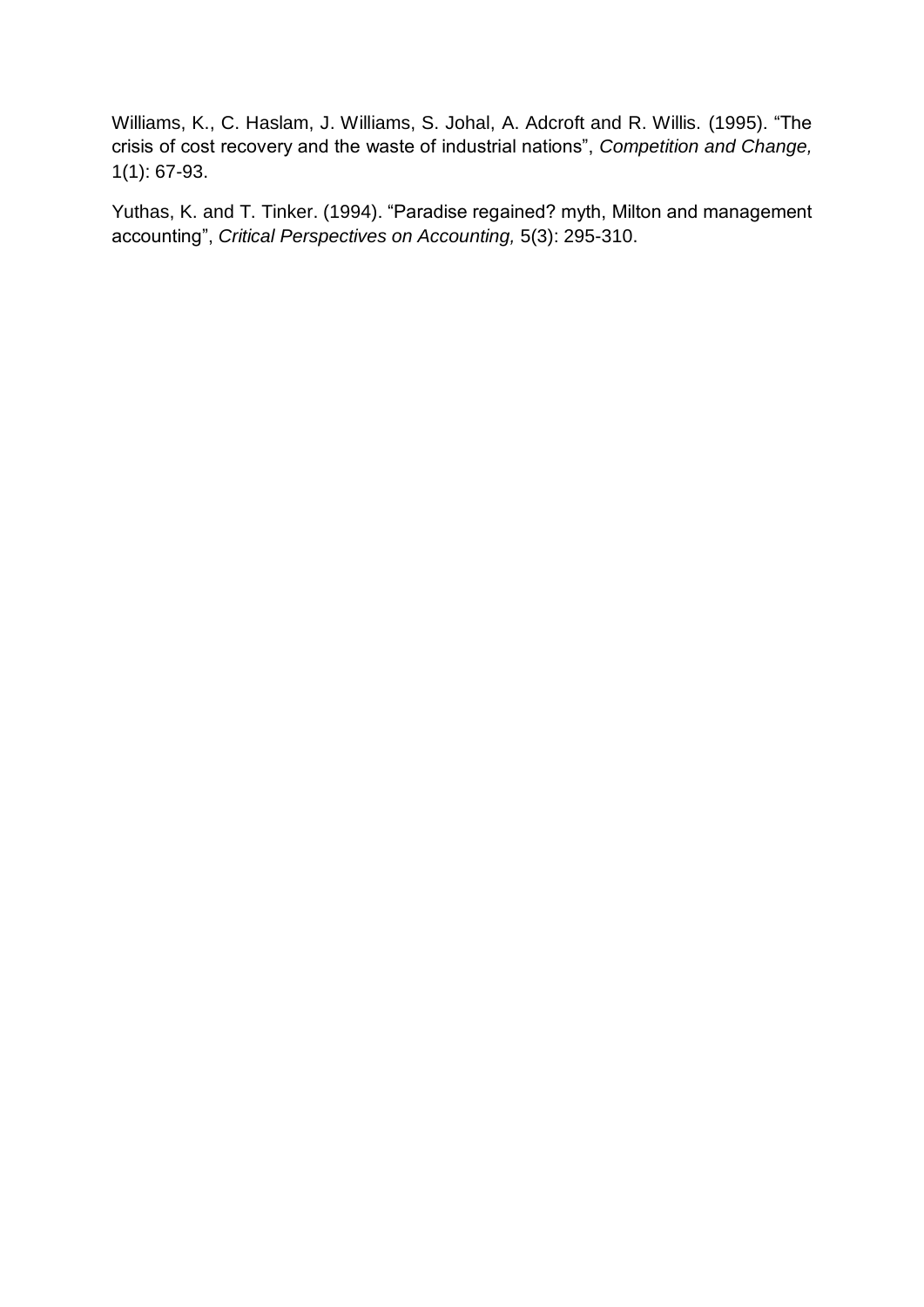Williams, K., C. Haslam, J. Williams, S. Johal, A. Adcroft and R. Willis. (1995). "The crisis of cost recovery and the waste of industrial nations", *Competition and Change,* 1(1): 67-93.

Yuthas, K. and T. Tinker. (1994). "Paradise regained? myth, Milton and management accounting", *Critical Perspectives on Accounting,* 5(3): 295-310.